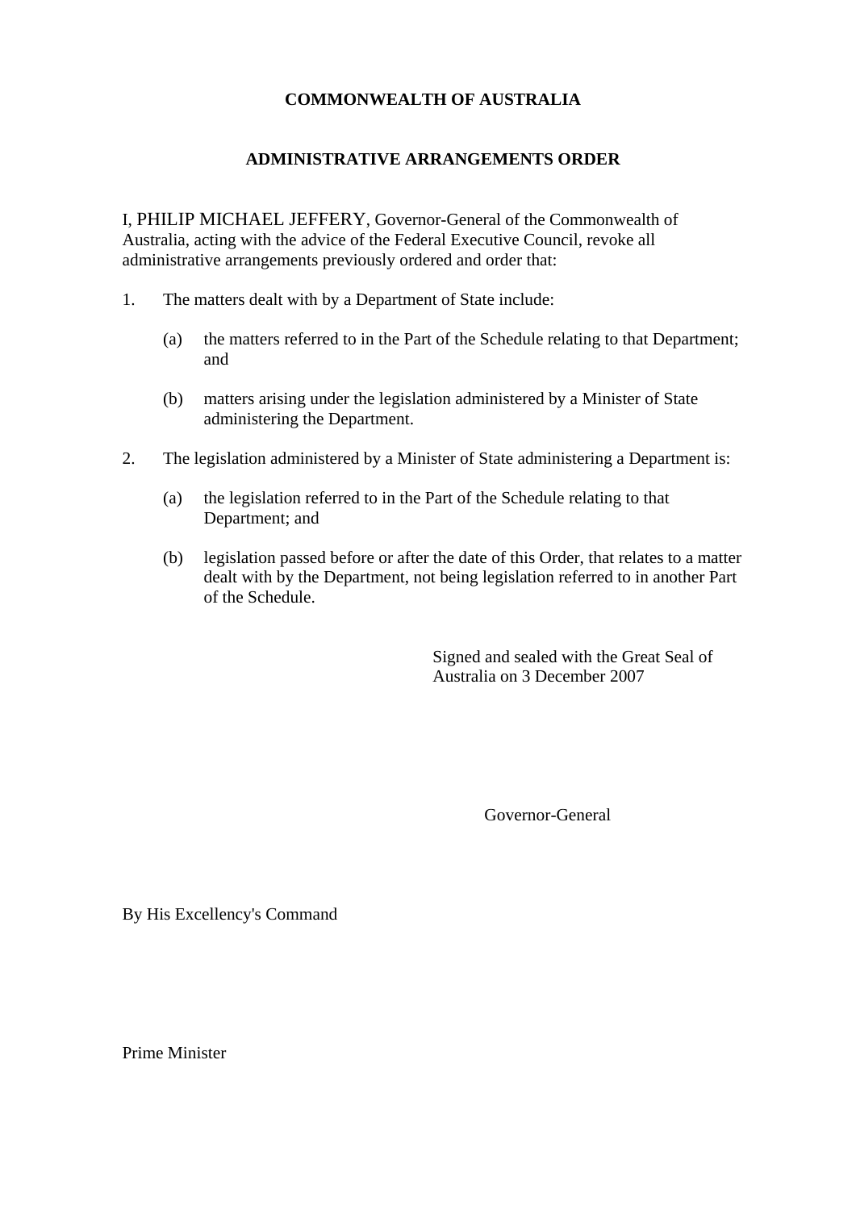**COMMONWEALTH OF AUSTRALIA**

**ADMINISTRATIVE ARRANGEMENTS ORDER**

I, PHILIP MICHAEL JEFFERY, Governor-General of the Commonwealth of Australia, acting with the advice of the Federal Executive Council, revoke all administrative arrangements previously ordered and order that:

1. The matters dealt with by a Department of State include:

   (a) the matters referred to in the Part of the Schedule relating to that Department; and

   (b) matters arising under the legislation administered by a Minister of State administering the Department.

2. The legislation administered by a Minister of State administering a Department is:

   (a) the legislation referred to in the Part of the Schedule relating to that Department; and

   (b) legislation passed before or after the date of this Order, that relates to a matter dealt with by the Department, not being legislation referred to in another Part of the Schedule.

Signed and sealed with the Great Seal of Australia on 3 December 2007

Governor-General

By His Excellency's Command

Prime Minister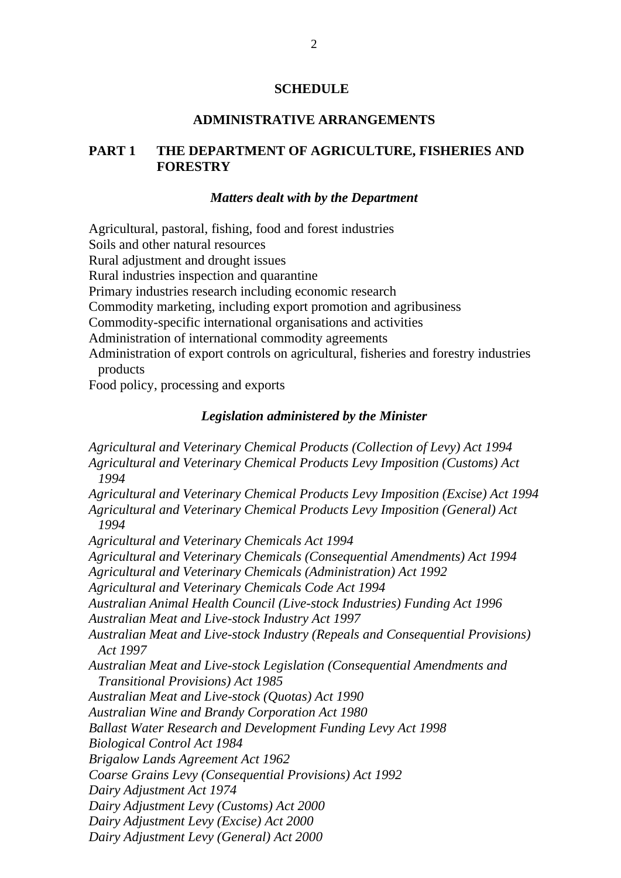# SCHEDULE

## ADMINISTRATIVE ARRANGEMENTS

## PART 1 THE DEPARTMENT OF AGRICULTURE, FISHERIES AND FORESTRY

### *Matters dealt with by the Department*

Agricultural, pastoral, fishing, food and forest industries
Soils and other natural resources
Rural adjustment and drought issues
Rural industries inspection and quarantine
Primary industries research including economic research
Commodity marketing, including export promotion and agribusiness
Commodity-specific international organisations and activities
Administration of international commodity agreements
Administration of export controls on agricultural, fisheries and forestry industries products
Food policy, processing and exports

### *Legislation administered by the Minister*

*Agricultural and Veterinary Chemical Products (Collection of Levy) Act 1994*
*Agricultural and Veterinary Chemical Products Levy Imposition (Customs) Act 1994*
*Agricultural and Veterinary Chemical Products Levy Imposition (Excise) Act 1994*
*Agricultural and Veterinary Chemical Products Levy Imposition (General) Act 1994*
*Agricultural and Veterinary Chemicals Act 1994*
*Agricultural and Veterinary Chemicals (Consequential Amendments) Act 1994*
*Agricultural and Veterinary Chemicals (Administration) Act 1992*
*Agricultural and Veterinary Chemicals Code Act 1994*
*Australian Animal Health Council (Live-stock Industries) Funding Act 1996*
*Australian Meat and Live-stock Industry Act 1997*
*Australian Meat and Live-stock Industry (Repeals and Consequential Provisions) Act 1997*
*Australian Meat and Live-stock Legislation (Consequential Amendments and Transitional Provisions) Act 1985*
*Australian Meat and Live-stock (Quotas) Act 1990*
*Australian Wine and Brandy Corporation Act 1980*
*Ballast Water Research and Development Funding Levy Act 1998*
*Biological Control Act 1984*
*Brigalow Lands Agreement Act 1962*
*Coarse Grains Levy (Consequential Provisions) Act 1992*
*Dairy Adjustment Act 1974*
*Dairy Adjustment Levy (Customs) Act 2000*
*Dairy Adjustment Levy (Excise) Act 2000*
*Dairy Adjustment Levy (General) Act 2000*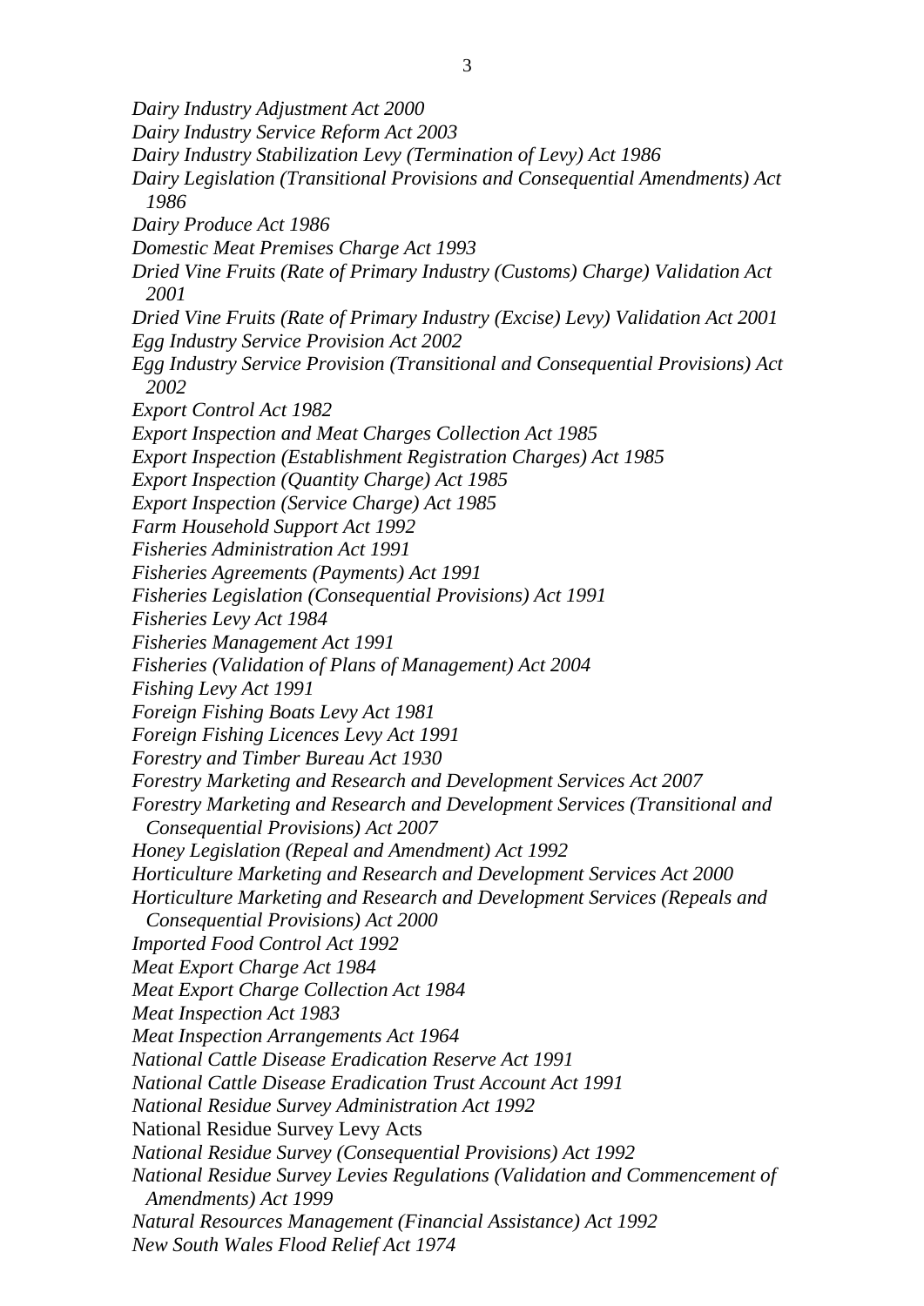*Dairy Industry Adjustment Act 2000*

*Dairy Industry Service Reform Act 2003*

*Dairy Industry Stabilization Levy (Termination of Levy) Act 1986*

*Dairy Legislation (Transitional Provisions and Consequential Amendments) Act 1986*

*Dairy Produce Act 1986*

*Domestic Meat Premises Charge Act 1993*

*Dried Vine Fruits (Rate of Primary Industry (Customs) Charge) Validation Act 2001*

*Dried Vine Fruits (Rate of Primary Industry (Excise) Levy) Validation Act 2001*

*Egg Industry Service Provision Act 2002*

*Egg Industry Service Provision (Transitional and Consequential Provisions) Act 2002*

*Export Control Act 1982*

*Export Inspection and Meat Charges Collection Act 1985*

*Export Inspection (Establishment Registration Charges) Act 1985*

*Export Inspection (Quantity Charge) Act 1985*

*Export Inspection (Service Charge) Act 1985*

*Farm Household Support Act 1992*

*Fisheries Administration Act 1991*

*Fisheries Agreements (Payments) Act 1991*

*Fisheries Legislation (Consequential Provisions) Act 1991*

*Fisheries Levy Act 1984*

*Fisheries Management Act 1991*

*Fisheries (Validation of Plans of Management) Act 2004*

*Fishing Levy Act 1991*

*Foreign Fishing Boats Levy Act 1981*

*Foreign Fishing Licences Levy Act 1991*

*Forestry and Timber Bureau Act 1930*

*Forestry Marketing and Research and Development Services Act 2007*

*Forestry Marketing and Research and Development Services (Transitional and Consequential Provisions) Act 2007*

*Honey Legislation (Repeal and Amendment) Act 1992*

*Horticulture Marketing and Research and Development Services Act 2000*

*Horticulture Marketing and Research and Development Services (Repeals and Consequential Provisions) Act 2000*

*Imported Food Control Act 1992*

*Meat Export Charge Act 1984*

*Meat Export Charge Collection Act 1984*

*Meat Inspection Act 1983*

*Meat Inspection Arrangements Act 1964*

*National Cattle Disease Eradication Reserve Act 1991*

*National Cattle Disease Eradication Trust Account Act 1991*

*National Residue Survey Administration Act 1992*

National Residue Survey Levy Acts

*National Residue Survey (Consequential Provisions) Act 1992*

*National Residue Survey Levies Regulations (Validation and Commencement of Amendments) Act 1999*

*Natural Resources Management (Financial Assistance) Act 1992*

*New South Wales Flood Relief Act 1974*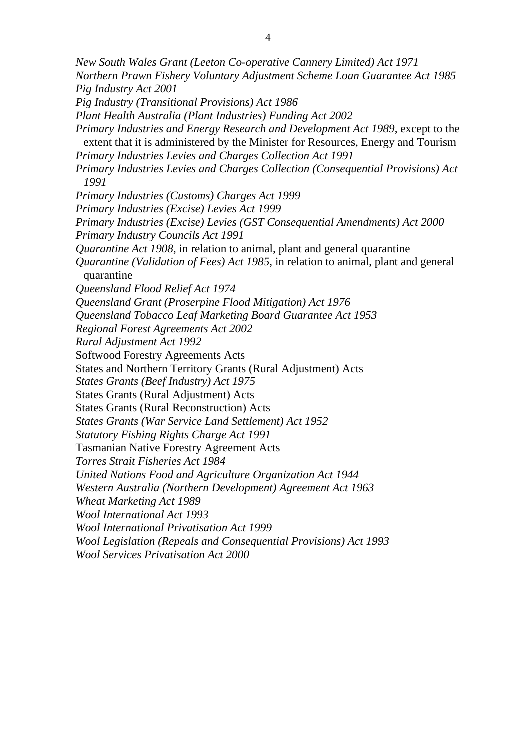*New South Wales Grant (Leeton Co-operative Cannery Limited) Act 1971*
*Northern Prawn Fishery Voluntary Adjustment Scheme Loan Guarantee Act 1985*
*Pig Industry Act 2001*
*Pig Industry (Transitional Provisions) Act 1986*
*Plant Health Australia (Plant Industries) Funding Act 2002*
*Primary Industries and Energy Research and Development Act 1989*, except to the extent that it is administered by the Minister for Resources, Energy and Tourism
*Primary Industries Levies and Charges Collection Act 1991*
*Primary Industries Levies and Charges Collection (Consequential Provisions) Act 1991*
*Primary Industries (Customs) Charges Act 1999*
*Primary Industries (Excise) Levies Act 1999*
*Primary Industries (Excise) Levies (GST Consequential Amendments) Act 2000*
*Primary Industry Councils Act 1991*
*Quarantine Act 1908*, in relation to animal, plant and general quarantine
*Quarantine (Validation of Fees) Act 1985*, in relation to animal, plant and general quarantine
*Queensland Flood Relief Act 1974*
*Queensland Grant (Proserpine Flood Mitigation) Act 1976*
*Queensland Tobacco Leaf Marketing Board Guarantee Act 1953*
*Regional Forest Agreements Act 2002*
*Rural Adjustment Act 1992*
Softwood Forestry Agreements Acts
States and Northern Territory Grants (Rural Adjustment) Acts
*States Grants (Beef Industry) Act 1975*
States Grants (Rural Adjustment) Acts
States Grants (Rural Reconstruction) Acts
*States Grants (War Service Land Settlement) Act 1952*
*Statutory Fishing Rights Charge Act 1991*
Tasmanian Native Forestry Agreement Acts
*Torres Strait Fisheries Act 1984*
*United Nations Food and Agriculture Organization Act 1944*
*Western Australia (Northern Development) Agreement Act 1963*
*Wheat Marketing Act 1989*
*Wool International Act 1993*
*Wool International Privatisation Act 1999*
*Wool Legislation (Repeals and Consequential Provisions) Act 1993*
*Wool Services Privatisation Act 2000*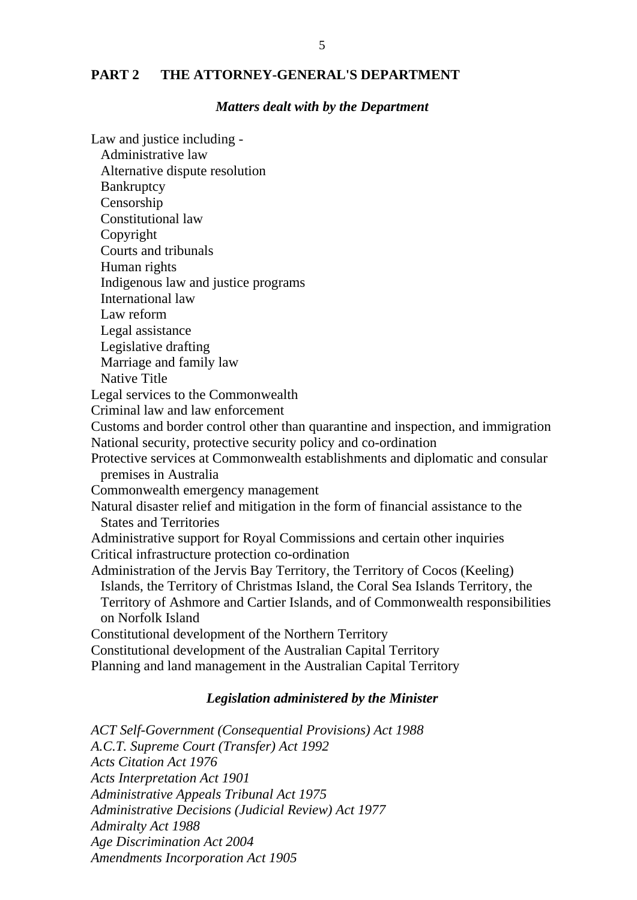## PART 2 THE ATTORNEY-GENERAL'S DEPARTMENT

### *Matters dealt with by the Department*

Law and justice including -
- Administrative law
- Alternative dispute resolution
- Bankruptcy
- Censorship
- Constitutional law
- Copyright
- Courts and tribunals
- Human rights
- Indigenous law and justice programs
- International law
- Law reform
- Legal assistance
- Legislative drafting
- Marriage and family law
- Native Title

Legal services to the Commonwealth

Criminal law and law enforcement

Customs and border control other than quarantine and inspection, and immigration

National security, protective security policy and co-ordination

Protective services at Commonwealth establishments and diplomatic and consular premises in Australia

Commonwealth emergency management

Natural disaster relief and mitigation in the form of financial assistance to the States and Territories

Administrative support for Royal Commissions and certain other inquiries

Critical infrastructure protection co-ordination

Administration of the Jervis Bay Territory, the Territory of Cocos (Keeling) Islands, the Territory of Christmas Island, the Coral Sea Islands Territory, the Territory of Ashmore and Cartier Islands, and of Commonwealth responsibilities on Norfolk Island

Constitutional development of the Northern Territory

Constitutional development of the Australian Capital Territory

Planning and land management in the Australian Capital Territory

### *Legislation administered by the Minister*

*ACT Self-Government (Consequential Provisions) Act 1988*
*A.C.T. Supreme Court (Transfer) Act 1992*
*Acts Citation Act 1976*
*Acts Interpretation Act 1901*
*Administrative Appeals Tribunal Act 1975*
*Administrative Decisions (Judicial Review) Act 1977*
*Admiralty Act 1988*
*Age Discrimination Act 2004*
*Amendments Incorporation Act 1905*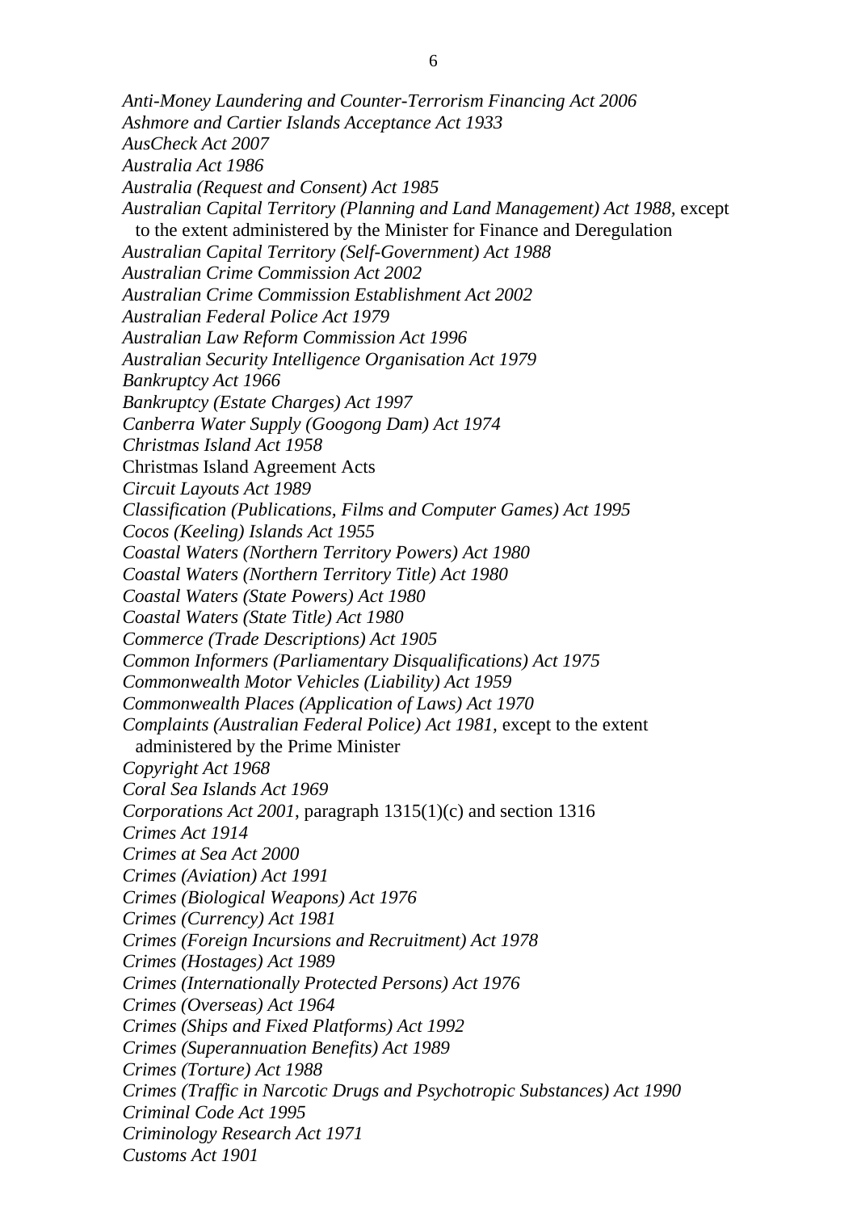*Anti-Money Laundering and Counter-Terrorism Financing Act 2006*
*Ashmore and Cartier Islands Acceptance Act 1933*
*AusCheck Act 2007*
*Australia Act 1986*
*Australia (Request and Consent) Act 1985*
*Australian Capital Territory (Planning and Land Management) Act 1988*, except to the extent administered by the Minister for Finance and Deregulation
*Australian Capital Territory (Self-Government) Act 1988*
*Australian Crime Commission Act 2002*
*Australian Crime Commission Establishment Act 2002*
*Australian Federal Police Act 1979*
*Australian Law Reform Commission Act 1996*
*Australian Security Intelligence Organisation Act 1979*
*Bankruptcy Act 1966*
*Bankruptcy (Estate Charges) Act 1997*
*Canberra Water Supply (Googong Dam) Act 1974*
*Christmas Island Act 1958*
Christmas Island Agreement Acts
*Circuit Layouts Act 1989*
*Classification (Publications, Films and Computer Games) Act 1995*
*Cocos (Keeling) Islands Act 1955*
*Coastal Waters (Northern Territory Powers) Act 1980*
*Coastal Waters (Northern Territory Title) Act 1980*
*Coastal Waters (State Powers) Act 1980*
*Coastal Waters (State Title) Act 1980*
*Commerce (Trade Descriptions) Act 1905*
*Common Informers (Parliamentary Disqualifications) Act 1975*
*Commonwealth Motor Vehicles (Liability) Act 1959*
*Commonwealth Places (Application of Laws) Act 1970*
*Complaints (Australian Federal Police) Act 1981*, except to the extent administered by the Prime Minister
*Copyright Act 1968*
*Coral Sea Islands Act 1969*
*Corporations Act 2001*, paragraph 1315(1)(c) and section 1316
*Crimes Act 1914*
*Crimes at Sea Act 2000*
*Crimes (Aviation) Act 1991*
*Crimes (Biological Weapons) Act 1976*
*Crimes (Currency) Act 1981*
*Crimes (Foreign Incursions and Recruitment) Act 1978*
*Crimes (Hostages) Act 1989*
*Crimes (Internationally Protected Persons) Act 1976*
*Crimes (Overseas) Act 1964*
*Crimes (Ships and Fixed Platforms) Act 1992*
*Crimes (Superannuation Benefits) Act 1989*
*Crimes (Torture) Act 1988*
*Crimes (Traffic in Narcotic Drugs and Psychotropic Substances) Act 1990*
*Criminal Code Act 1995*
*Criminology Research Act 1971*
*Customs Act 1901*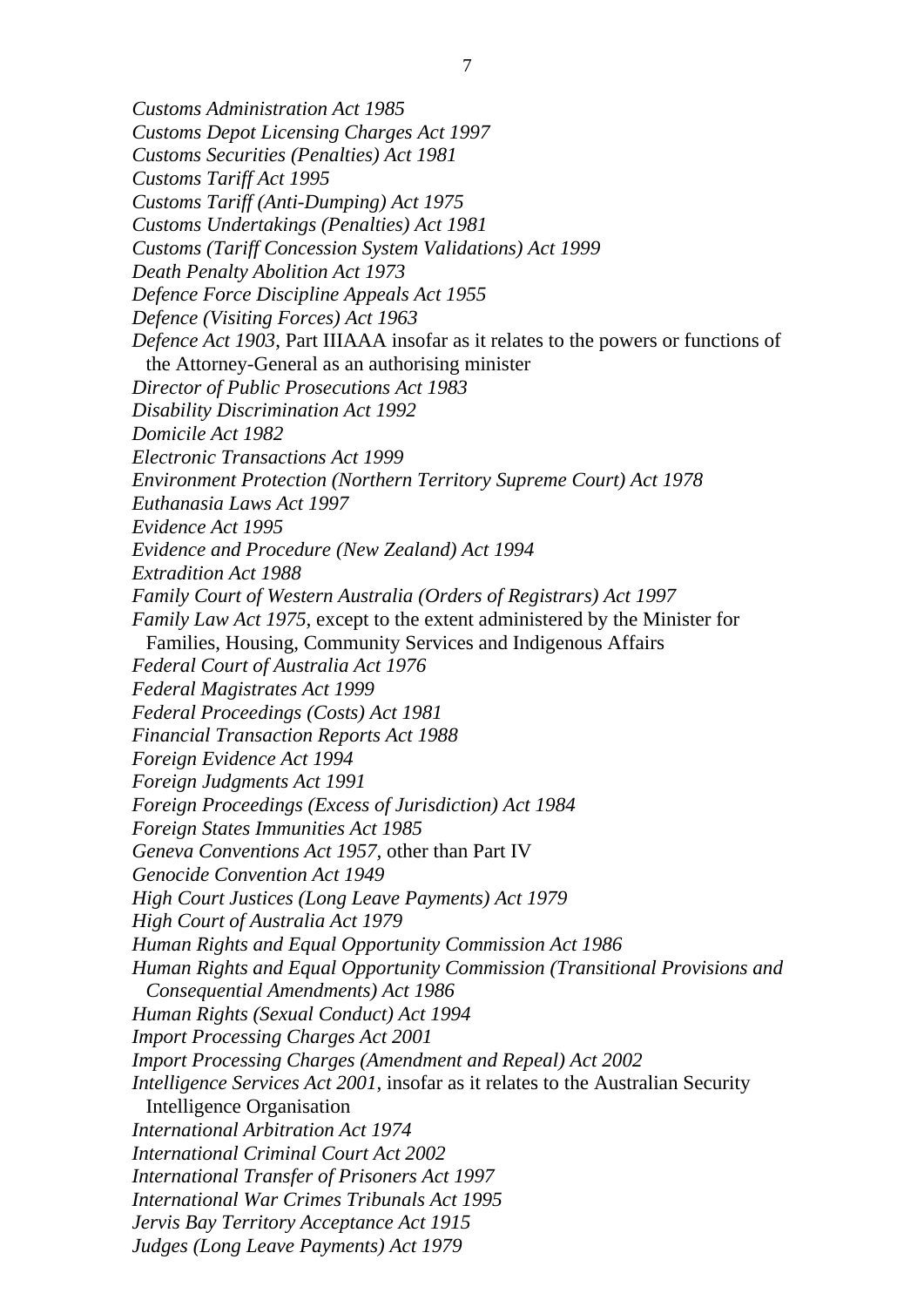*Customs Administration Act 1985*
*Customs Depot Licensing Charges Act 1997*
*Customs Securities (Penalties) Act 1981*
*Customs Tariff Act 1995*
*Customs Tariff (Anti-Dumping) Act 1975*
*Customs Undertakings (Penalties) Act 1981*
*Customs (Tariff Concession System Validations) Act 1999*
*Death Penalty Abolition Act 1973*
*Defence Force Discipline Appeals Act 1955*
*Defence (Visiting Forces) Act 1963*
*Defence Act 1903*, Part IIIAAA insofar as it relates to the powers or functions of the Attorney-General as an authorising minister
*Director of Public Prosecutions Act 1983*
*Disability Discrimination Act 1992*
*Domicile Act 1982*
*Electronic Transactions Act 1999*
*Environment Protection (Northern Territory Supreme Court) Act 1978*
*Euthanasia Laws Act 1997*
*Evidence Act 1995*
*Evidence and Procedure (New Zealand) Act 1994*
*Extradition Act 1988*
*Family Court of Western Australia (Orders of Registrars) Act 1997*
*Family Law Act 1975*, except to the extent administered by the Minister for Families, Housing, Community Services and Indigenous Affairs
*Federal Court of Australia Act 1976*
*Federal Magistrates Act 1999*
*Federal Proceedings (Costs) Act 1981*
*Financial Transaction Reports Act 1988*
*Foreign Evidence Act 1994*
*Foreign Judgments Act 1991*
*Foreign Proceedings (Excess of Jurisdiction) Act 1984*
*Foreign States Immunities Act 1985*
*Geneva Conventions Act 1957*, other than Part IV
*Genocide Convention Act 1949*
*High Court Justices (Long Leave Payments) Act 1979*
*High Court of Australia Act 1979*
*Human Rights and Equal Opportunity Commission Act 1986*
*Human Rights and Equal Opportunity Commission (Transitional Provisions and Consequential Amendments) Act 1986*
*Human Rights (Sexual Conduct) Act 1994*
*Import Processing Charges Act 2001*
*Import Processing Charges (Amendment and Repeal) Act 2002*
*Intelligence Services Act 2001*, insofar as it relates to the Australian Security Intelligence Organisation
*International Arbitration Act 1974*
*International Criminal Court Act 2002*
*International Transfer of Prisoners Act 1997*
*International War Crimes Tribunals Act 1995*
*Jervis Bay Territory Acceptance Act 1915*
*Judges (Long Leave Payments) Act 1979*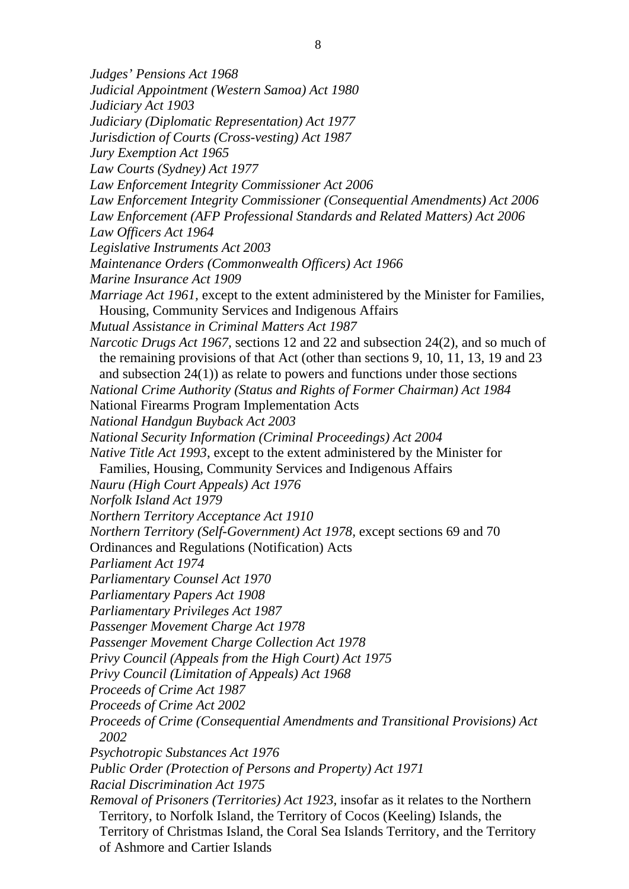*Judges' Pensions Act 1968*
*Judicial Appointment (Western Samoa) Act 1980*
*Judiciary Act 1903*
*Judiciary (Diplomatic Representation) Act 1977*
*Jurisdiction of Courts (Cross-vesting) Act 1987*
*Jury Exemption Act 1965*
*Law Courts (Sydney) Act 1977*
*Law Enforcement Integrity Commissioner Act 2006*
*Law Enforcement Integrity Commissioner (Consequential Amendments) Act 2006*
*Law Enforcement (AFP Professional Standards and Related Matters) Act 2006*
*Law Officers Act 1964*
*Legislative Instruments Act 2003*
*Maintenance Orders (Commonwealth Officers) Act 1966*
*Marine Insurance Act 1909*
*Marriage Act 1961*, except to the extent administered by the Minister for Families, Housing, Community Services and Indigenous Affairs
*Mutual Assistance in Criminal Matters Act 1987*
*Narcotic Drugs Act 1967*, sections 12 and 22 and subsection 24(2), and so much of the remaining provisions of that Act (other than sections 9, 10, 11, 13, 19 and 23 and subsection 24(1)) as relate to powers and functions under those sections
*National Crime Authority (Status and Rights of Former Chairman) Act 1984*
National Firearms Program Implementation Acts
*National Handgun Buyback Act 2003*
*National Security Information (Criminal Proceedings) Act 2004*
*Native Title Act 1993*, except to the extent administered by the Minister for Families, Housing, Community Services and Indigenous Affairs
*Nauru (High Court Appeals) Act 1976*
*Norfolk Island Act 1979*
*Northern Territory Acceptance Act 1910*
*Northern Territory (Self-Government) Act 1978*, except sections 69 and 70
Ordinances and Regulations (Notification) Acts
*Parliament Act 1974*
*Parliamentary Counsel Act 1970*
*Parliamentary Papers Act 1908*
*Parliamentary Privileges Act 1987*
*Passenger Movement Charge Act 1978*
*Passenger Movement Charge Collection Act 1978*
*Privy Council (Appeals from the High Court) Act 1975*
*Privy Council (Limitation of Appeals) Act 1968*
*Proceeds of Crime Act 1987*
*Proceeds of Crime Act 2002*
*Proceeds of Crime (Consequential Amendments and Transitional Provisions) Act 2002*
*Psychotropic Substances Act 1976*
*Public Order (Protection of Persons and Property) Act 1971*
*Racial Discrimination Act 1975*
*Removal of Prisoners (Territories) Act 1923*, insofar as it relates to the Northern Territory, to Norfolk Island, the Territory of Cocos (Keeling) Islands, the Territory of Christmas Island, the Coral Sea Islands Territory, and the Territory of Ashmore and Cartier Islands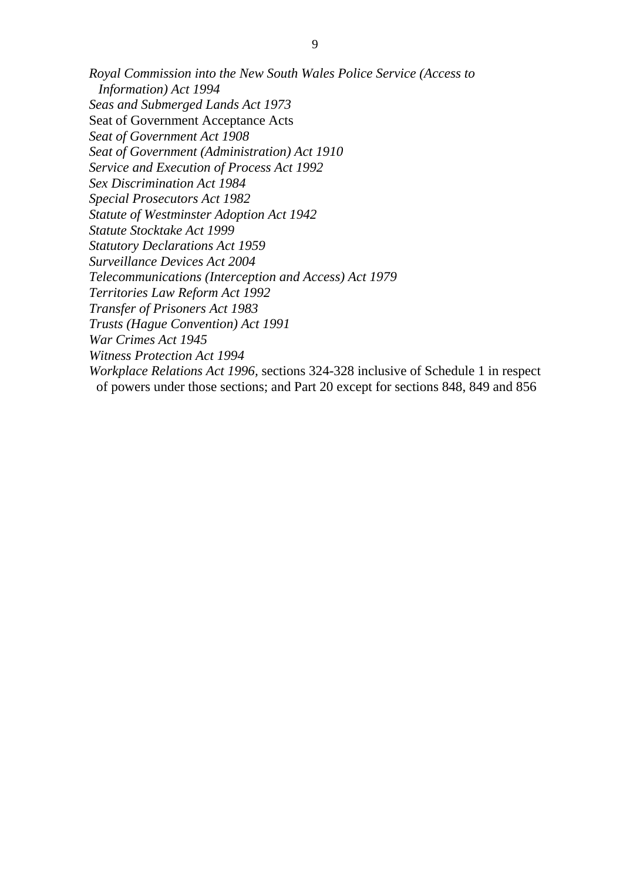*Royal Commission into the New South Wales Police Service (Access to Information) Act 1994*  
*Seas and Submerged Lands Act 1973*  
Seat of Government Acceptance Acts  
*Seat of Government Act 1908*  
*Seat of Government (Administration) Act 1910*  
*Service and Execution of Process Act 1992*  
*Sex Discrimination Act 1984*  
*Special Prosecutors Act 1982*  
*Statute of Westminster Adoption Act 1942*  
*Statute Stocktake Act 1999*  
*Statutory Declarations Act 1959*  
*Surveillance Devices Act 2004*  
*Telecommunications (Interception and Access) Act 1979*  
*Territories Law Reform Act 1992*  
*Transfer of Prisoners Act 1983*  
*Trusts (Hague Convention) Act 1991*  
*War Crimes Act 1945*  
*Witness Protection Act 1994*  
*Workplace Relations Act 1996*, sections 324-328 inclusive of Schedule 1 in respect of powers under those sections; and Part 20 except for sections 848, 849 and 856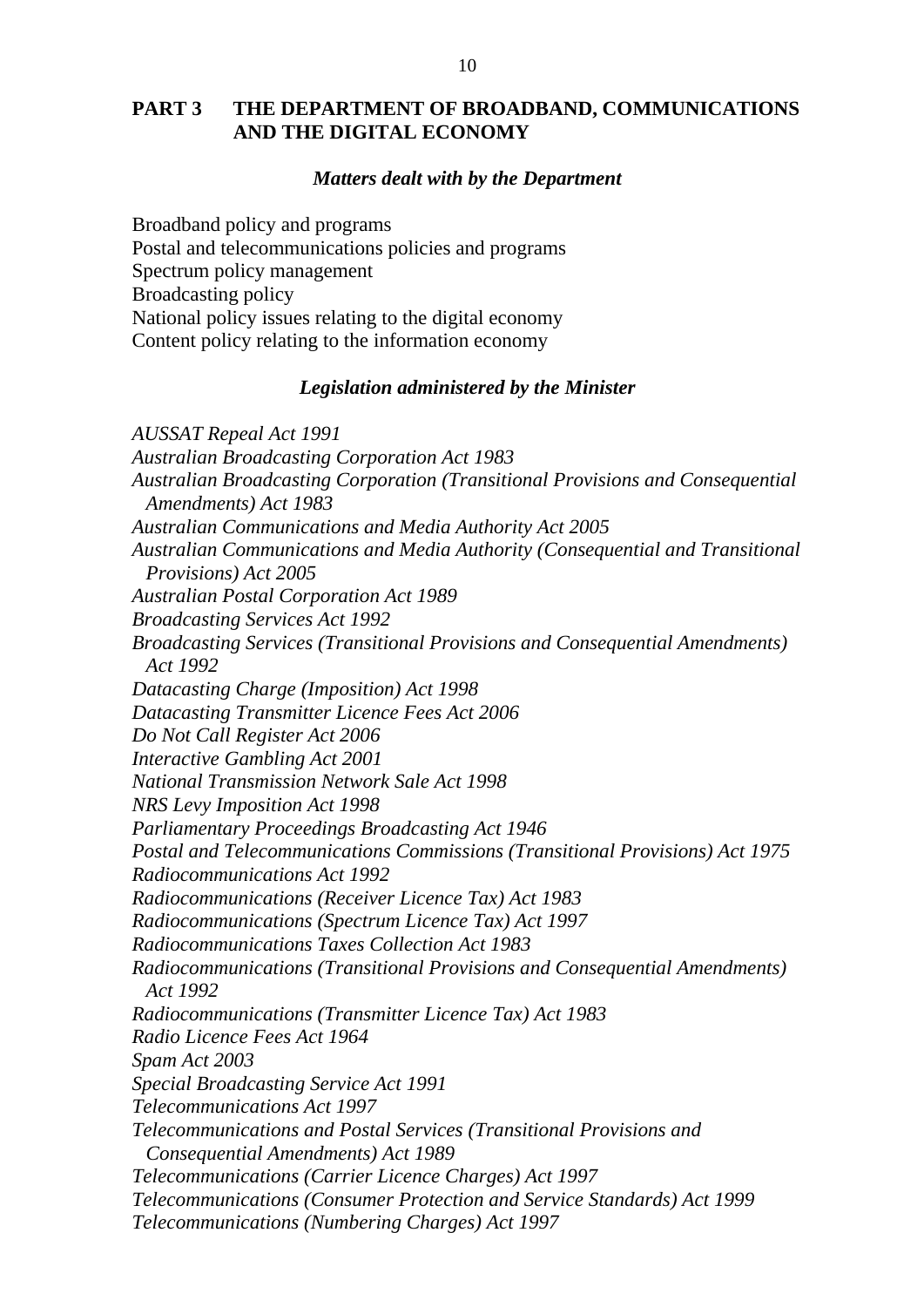## PART 3 THE DEPARTMENT OF BROADBAND, COMMUNICATIONS AND THE DIGITAL ECONOMY

### *Matters dealt with by the Department*

Broadband policy and programs
Postal and telecommunications policies and programs
Spectrum policy management
Broadcasting policy
National policy issues relating to the digital economy
Content policy relating to the information economy

### *Legislation administered by the Minister*

*AUSSAT Repeal Act 1991*
*Australian Broadcasting Corporation Act 1983*
*Australian Broadcasting Corporation (Transitional Provisions and Consequential Amendments) Act 1983*
*Australian Communications and Media Authority Act 2005*
*Australian Communications and Media Authority (Consequential and Transitional Provisions) Act 2005*
*Australian Postal Corporation Act 1989*
*Broadcasting Services Act 1992*
*Broadcasting Services (Transitional Provisions and Consequential Amendments) Act 1992*
*Datacasting Charge (Imposition) Act 1998*
*Datacasting Transmitter Licence Fees Act 2006*
*Do Not Call Register Act 2006*
*Interactive Gambling Act 2001*
*National Transmission Network Sale Act 1998*
*NRS Levy Imposition Act 1998*
*Parliamentary Proceedings Broadcasting Act 1946*
*Postal and Telecommunications Commissions (Transitional Provisions) Act 1975*
*Radiocommunications Act 1992*
*Radiocommunications (Receiver Licence Tax) Act 1983*
*Radiocommunications (Spectrum Licence Tax) Act 1997*
*Radiocommunications Taxes Collection Act 1983*
*Radiocommunications (Transitional Provisions and Consequential Amendments) Act 1992*
*Radiocommunications (Transmitter Licence Tax) Act 1983*
*Radio Licence Fees Act 1964*
*Spam Act 2003*
*Special Broadcasting Service Act 1991*
*Telecommunications Act 1997*
*Telecommunications and Postal Services (Transitional Provisions and Consequential Amendments) Act 1989*
*Telecommunications (Carrier Licence Charges) Act 1997*
*Telecommunications (Consumer Protection and Service Standards) Act 1999*
*Telecommunications (Numbering Charges) Act 1997*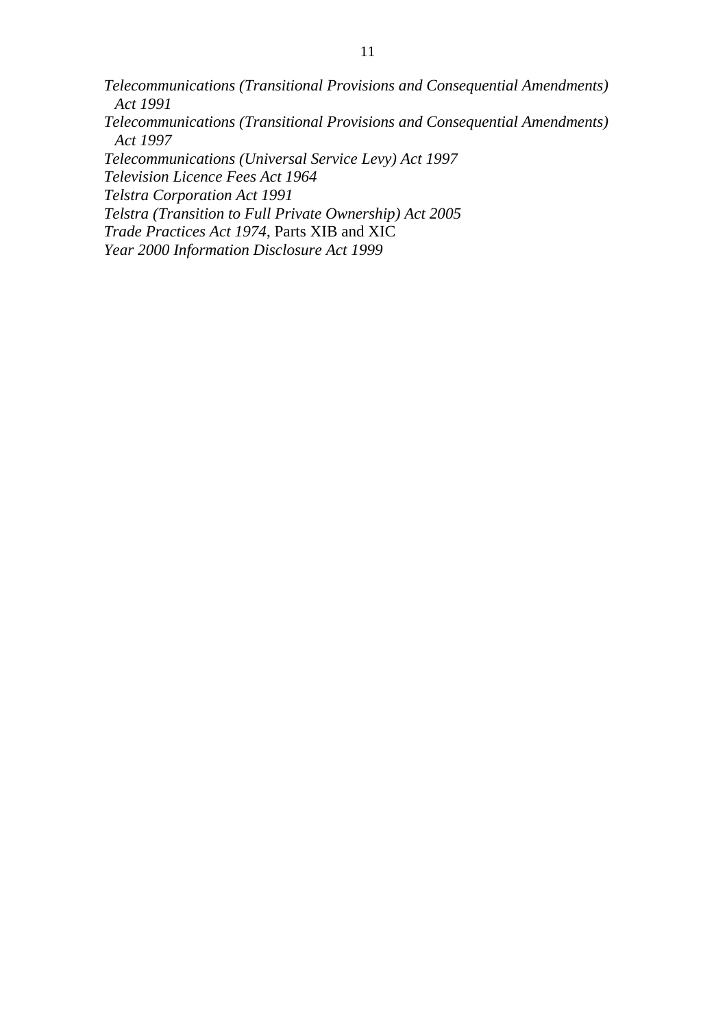*Telecommunications (Transitional Provisions and Consequential Amendments) Act 1991*
*Telecommunications (Transitional Provisions and Consequential Amendments) Act 1997*
*Telecommunications (Universal Service Levy) Act 1997*
*Television Licence Fees Act 1964*
*Telstra Corporation Act 1991*
*Telstra (Transition to Full Private Ownership) Act 2005*
*Trade Practices Act 1974*, Parts XIB and XIC
*Year 2000 Information Disclosure Act 1999*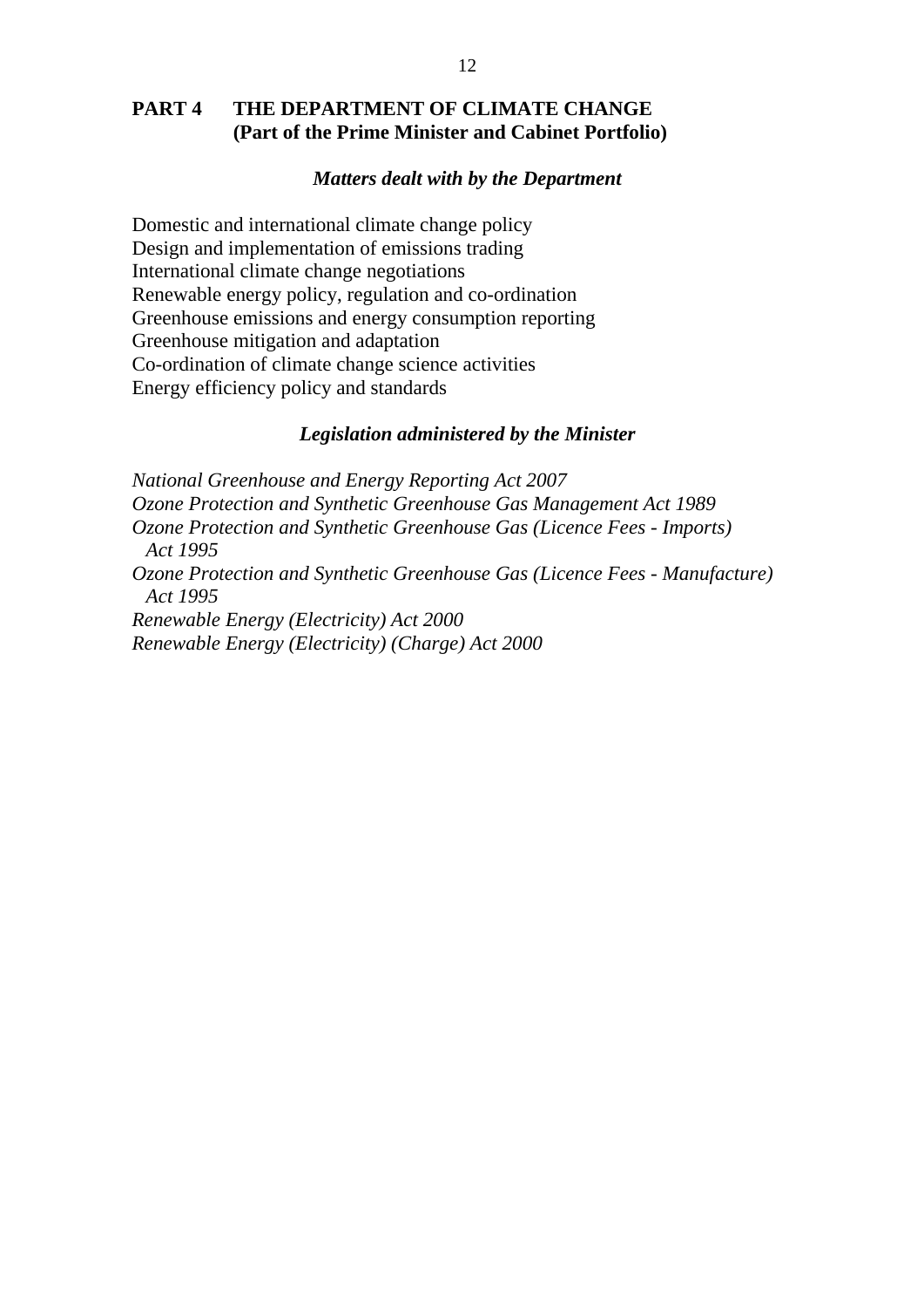## PART 4 THE DEPARTMENT OF CLIMATE CHANGE (Part of the Prime Minister and Cabinet Portfolio)

### *Matters dealt with by the Department*

Domestic and international climate change policy
Design and implementation of emissions trading
International climate change negotiations
Renewable energy policy, regulation and co-ordination
Greenhouse emissions and energy consumption reporting
Greenhouse mitigation and adaptation
Co-ordination of climate change science activities
Energy efficiency policy and standards

### *Legislation administered by the Minister*

*National Greenhouse and Energy Reporting Act 2007*
*Ozone Protection and Synthetic Greenhouse Gas Management Act 1989*
*Ozone Protection and Synthetic Greenhouse Gas (Licence Fees - Imports) Act 1995*
*Ozone Protection and Synthetic Greenhouse Gas (Licence Fees - Manufacture) Act 1995*
*Renewable Energy (Electricity) Act 2000*
*Renewable Energy (Electricity) (Charge) Act 2000*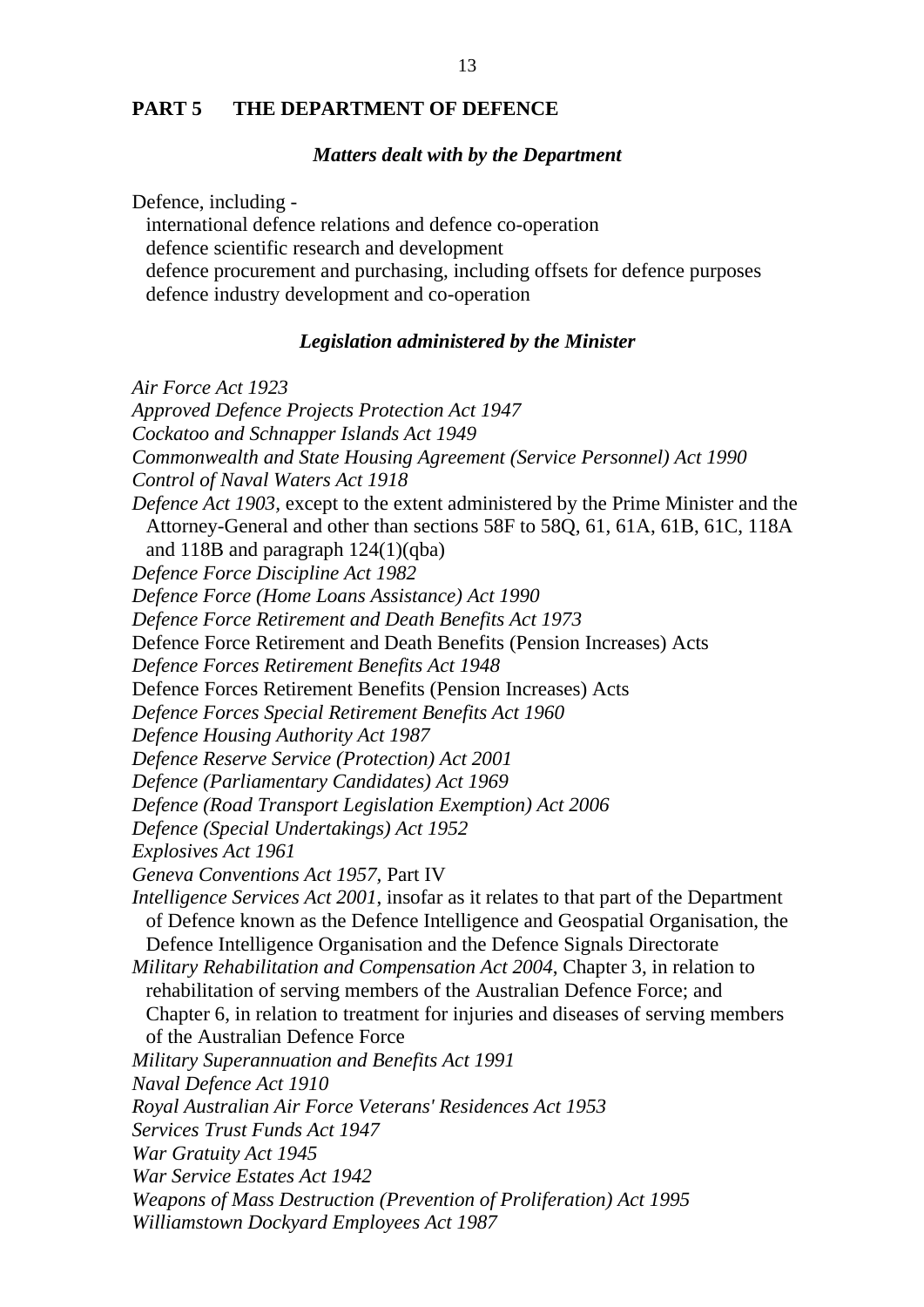## PART 5 THE DEPARTMENT OF DEFENCE

### *Matters dealt with by the Department*

Defence, including -
- international defence relations and defence co-operation
- defence scientific research and development
- defence procurement and purchasing, including offsets for defence purposes
- defence industry development and co-operation

### *Legislation administered by the Minister*

*Air Force Act 1923*
*Approved Defence Projects Protection Act 1947*
*Cockatoo and Schnapper Islands Act 1949*
*Commonwealth and State Housing Agreement (Service Personnel) Act 1990*
*Control of Naval Waters Act 1918*
*Defence Act 1903*, except to the extent administered by the Prime Minister and the Attorney-General and other than sections 58F to 58Q, 61, 61A, 61B, 61C, 118A and 118B and paragraph 124(1)(qba)
*Defence Force Discipline Act 1982*
*Defence Force (Home Loans Assistance) Act 1990*
*Defence Force Retirement and Death Benefits Act 1973*
Defence Force Retirement and Death Benefits (Pension Increases) Acts
*Defence Forces Retirement Benefits Act 1948*
Defence Forces Retirement Benefits (Pension Increases) Acts
*Defence Forces Special Retirement Benefits Act 1960*
*Defence Housing Authority Act 1987*
*Defence Reserve Service (Protection) Act 2001*
*Defence (Parliamentary Candidates) Act 1969*
*Defence (Road Transport Legislation Exemption) Act 2006*
*Defence (Special Undertakings) Act 1952*
*Explosives Act 1961*
*Geneva Conventions Act 1957*, Part IV
*Intelligence Services Act 2001*, insofar as it relates to that part of the Department of Defence known as the Defence Intelligence and Geospatial Organisation, the Defence Intelligence Organisation and the Defence Signals Directorate
*Military Rehabilitation and Compensation Act 2004*, Chapter 3, in relation to rehabilitation of serving members of the Australian Defence Force; and Chapter 6, in relation to treatment for injuries and diseases of serving members of the Australian Defence Force
*Military Superannuation and Benefits Act 1991*
*Naval Defence Act 1910*
*Royal Australian Air Force Veterans' Residences Act 1953*
*Services Trust Funds Act 1947*
*War Gratuity Act 1945*
*War Service Estates Act 1942*
*Weapons of Mass Destruction (Prevention of Proliferation) Act 1995*
*Williamstown Dockyard Employees Act 1987*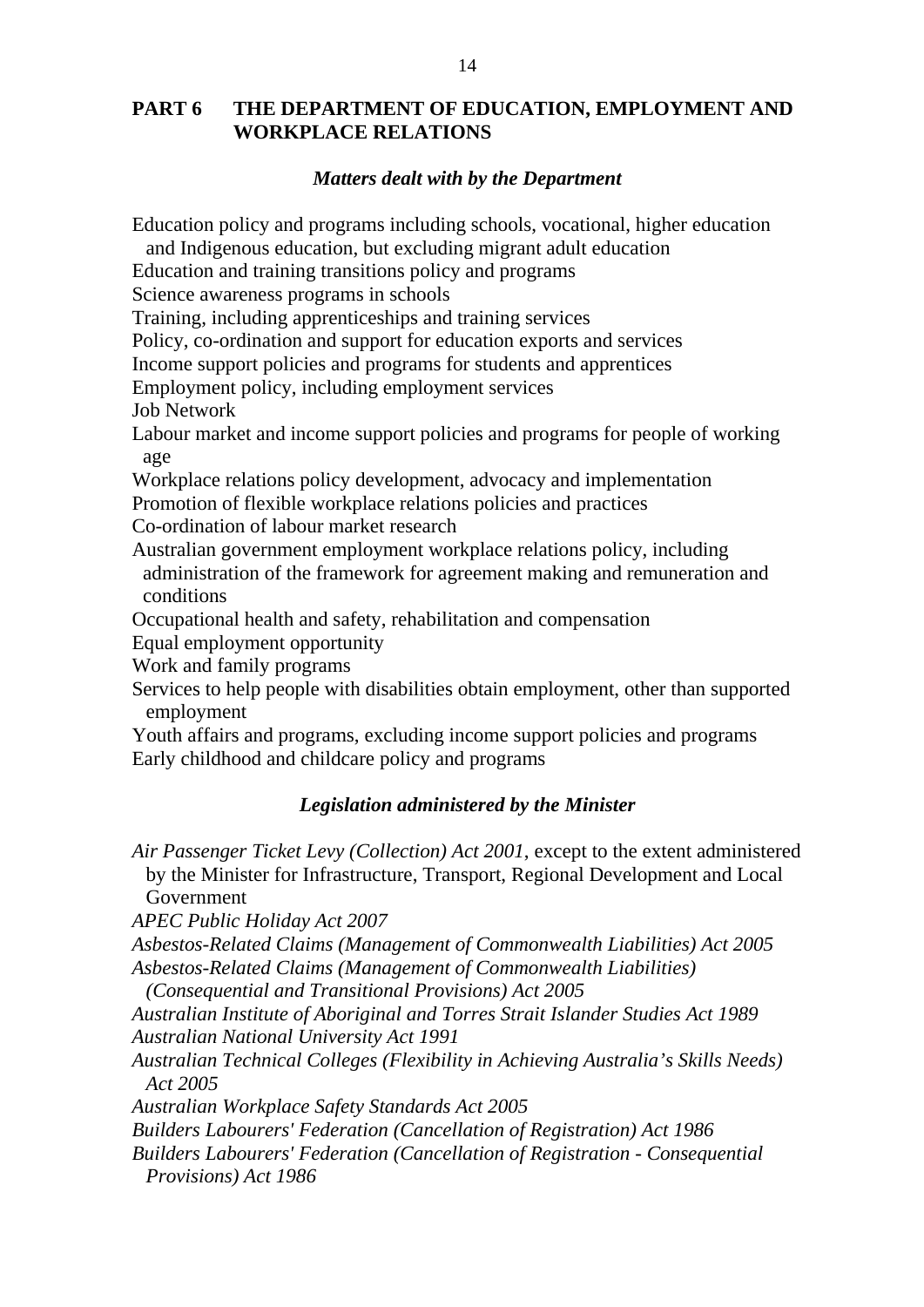## PART 6 THE DEPARTMENT OF EDUCATION, EMPLOYMENT AND WORKPLACE RELATIONS

### *Matters dealt with by the Department*

Education policy and programs including schools, vocational, higher education and Indigenous education, but excluding migrant adult education

Education and training transitions policy and programs

Science awareness programs in schools

Training, including apprenticeships and training services

Policy, co-ordination and support for education exports and services

Income support policies and programs for students and apprentices

Employment policy, including employment services

Job Network

Labour market and income support policies and programs for people of working age

Workplace relations policy development, advocacy and implementation

Promotion of flexible workplace relations policies and practices

Co-ordination of labour market research

Australian government employment workplace relations policy, including administration of the framework for agreement making and remuneration and conditions

Occupational health and safety, rehabilitation and compensation

Equal employment opportunity

Work and family programs

Services to help people with disabilities obtain employment, other than supported employment

Youth affairs and programs, excluding income support policies and programs

Early childhood and childcare policy and programs

### *Legislation administered by the Minister*

*Air Passenger Ticket Levy (Collection) Act 2001*, except to the extent administered by the Minister for Infrastructure, Transport, Regional Development and Local Government

*APEC Public Holiday Act 2007*

*Asbestos-Related Claims (Management of Commonwealth Liabilities) Act 2005*

*Asbestos-Related Claims (Management of Commonwealth Liabilities) (Consequential and Transitional Provisions) Act 2005*

*Australian Institute of Aboriginal and Torres Strait Islander Studies Act 1989*

*Australian National University Act 1991*

*Australian Technical Colleges (Flexibility in Achieving Australia's Skills Needs) Act 2005*

*Australian Workplace Safety Standards Act 2005*

*Builders Labourers' Federation (Cancellation of Registration) Act 1986*

*Builders Labourers' Federation (Cancellation of Registration - Consequential Provisions) Act 1986*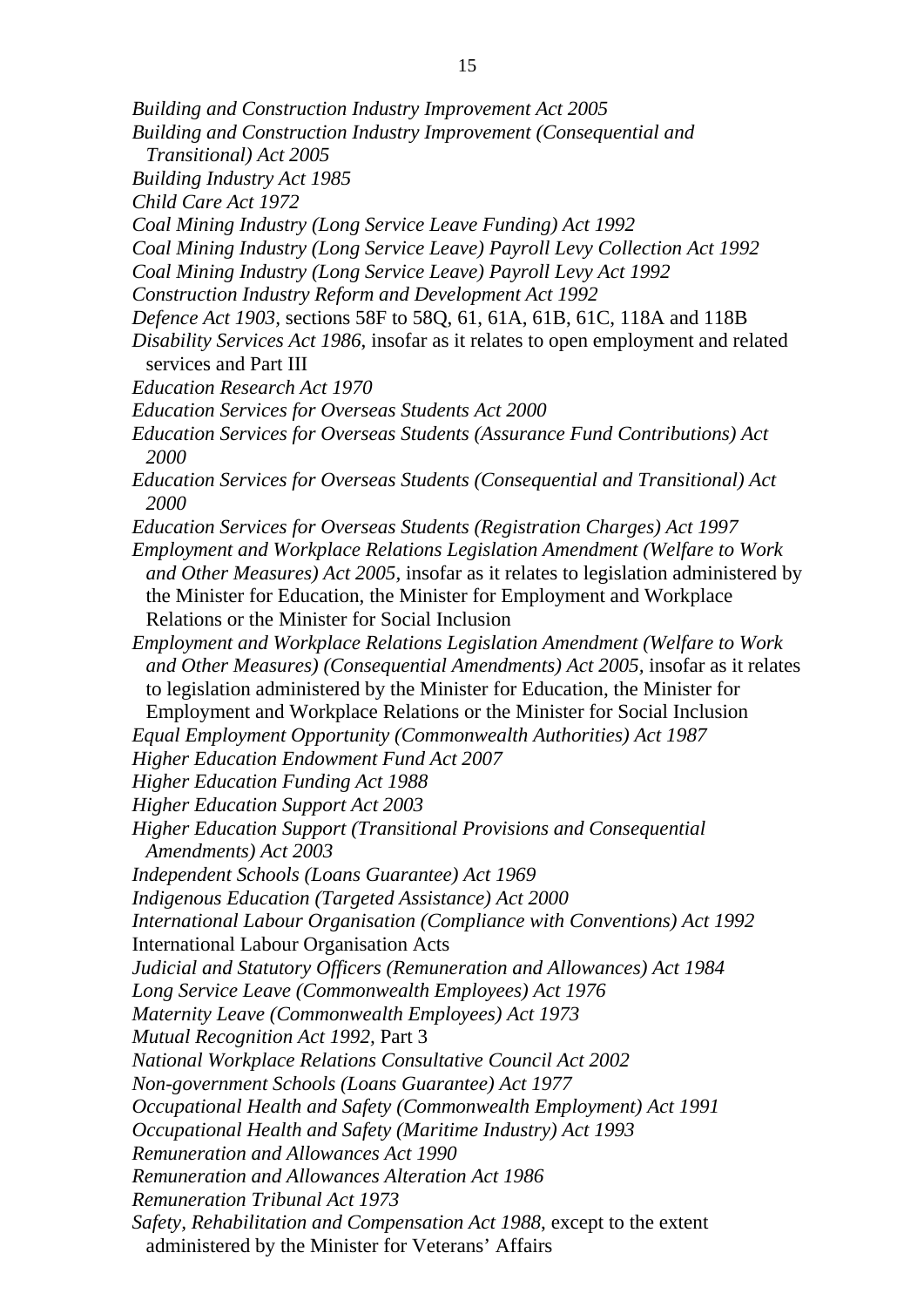*Building and Construction Industry Improvement Act 2005*
*Building and Construction Industry Improvement (Consequential and Transitional) Act 2005*
*Building Industry Act 1985*
*Child Care Act 1972*
*Coal Mining Industry (Long Service Leave Funding) Act 1992*
*Coal Mining Industry (Long Service Leave) Payroll Levy Collection Act 1992*
*Coal Mining Industry (Long Service Leave) Payroll Levy Act 1992*
*Construction Industry Reform and Development Act 1992*
*Defence Act 1903*, sections 58F to 58Q, 61, 61A, 61B, 61C, 118A and 118B
*Disability Services Act 1986*, insofar as it relates to open employment and related services and Part III
*Education Research Act 1970*
*Education Services for Overseas Students Act 2000*
*Education Services for Overseas Students (Assurance Fund Contributions) Act 2000*
*Education Services for Overseas Students (Consequential and Transitional) Act 2000*
*Education Services for Overseas Students (Registration Charges) Act 1997*
*Employment and Workplace Relations Legislation Amendment (Welfare to Work and Other Measures) Act 2005*, insofar as it relates to legislation administered by the Minister for Education, the Minister for Employment and Workplace Relations or the Minister for Social Inclusion
*Employment and Workplace Relations Legislation Amendment (Welfare to Work and Other Measures) (Consequential Amendments) Act 2005*, insofar as it relates to legislation administered by the Minister for Education, the Minister for Employment and Workplace Relations or the Minister for Social Inclusion
*Equal Employment Opportunity (Commonwealth Authorities) Act 1987*
*Higher Education Endowment Fund Act 2007*
*Higher Education Funding Act 1988*
*Higher Education Support Act 2003*
*Higher Education Support (Transitional Provisions and Consequential Amendments) Act 2003*
*Independent Schools (Loans Guarantee) Act 1969*
*Indigenous Education (Targeted Assistance) Act 2000*
*International Labour Organisation (Compliance with Conventions) Act 1992*
International Labour Organisation Acts
*Judicial and Statutory Officers (Remuneration and Allowances) Act 1984*
*Long Service Leave (Commonwealth Employees) Act 1976*
*Maternity Leave (Commonwealth Employees) Act 1973*
*Mutual Recognition Act 1992*, Part 3
*National Workplace Relations Consultative Council Act 2002*
*Non-government Schools (Loans Guarantee) Act 1977*
*Occupational Health and Safety (Commonwealth Employment) Act 1991*
*Occupational Health and Safety (Maritime Industry) Act 1993*
*Remuneration and Allowances Act 1990*
*Remuneration and Allowances Alteration Act 1986*
*Remuneration Tribunal Act 1973*
*Safety, Rehabilitation and Compensation Act 1988*, except to the extent administered by the Minister for Veterans' Affairs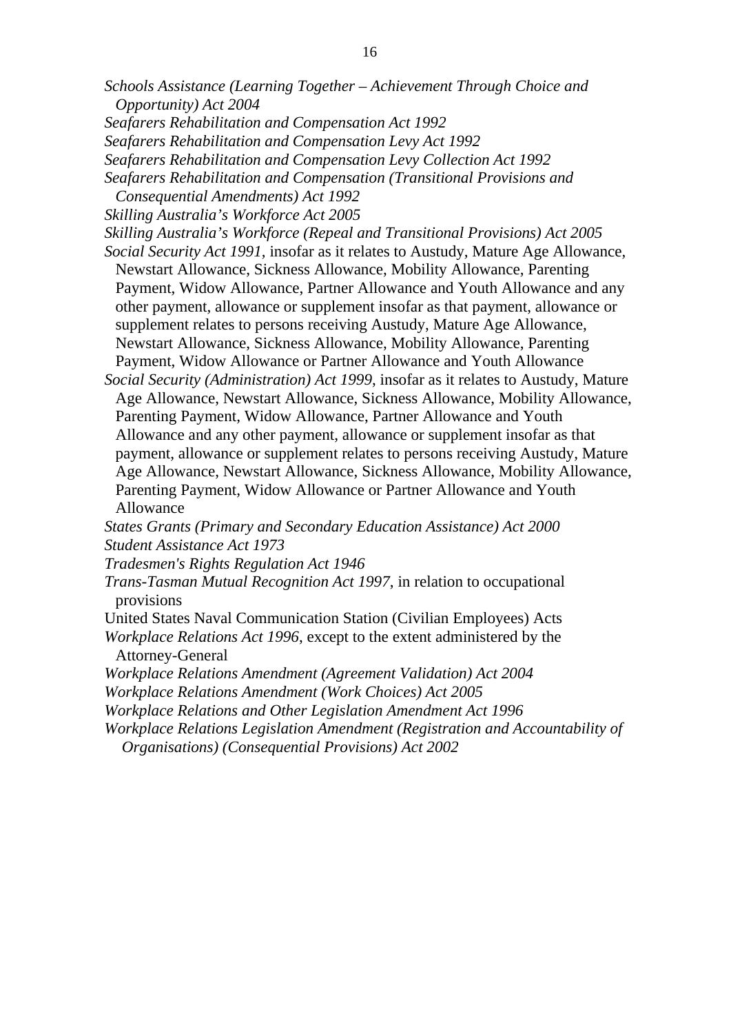*Schools Assistance (Learning Together – Achievement Through Choice and Opportunity) Act 2004*

*Seafarers Rehabilitation and Compensation Act 1992*

*Seafarers Rehabilitation and Compensation Levy Act 1992*

*Seafarers Rehabilitation and Compensation Levy Collection Act 1992*

*Seafarers Rehabilitation and Compensation (Transitional Provisions and Consequential Amendments) Act 1992*

*Skilling Australia's Workforce Act 2005*

*Skilling Australia's Workforce (Repeal and Transitional Provisions) Act 2005*

*Social Security Act 1991*, insofar as it relates to Austudy, Mature Age Allowance, Newstart Allowance, Sickness Allowance, Mobility Allowance, Parenting Payment, Widow Allowance, Partner Allowance and Youth Allowance and any other payment, allowance or supplement insofar as that payment, allowance or supplement relates to persons receiving Austudy, Mature Age Allowance, Newstart Allowance, Sickness Allowance, Mobility Allowance, Parenting Payment, Widow Allowance or Partner Allowance and Youth Allowance

*Social Security (Administration) Act 1999*, insofar as it relates to Austudy, Mature Age Allowance, Newstart Allowance, Sickness Allowance, Mobility Allowance, Parenting Payment, Widow Allowance, Partner Allowance and Youth Allowance and any other payment, allowance or supplement insofar as that payment, allowance or supplement relates to persons receiving Austudy, Mature Age Allowance, Newstart Allowance, Sickness Allowance, Mobility Allowance, Parenting Payment, Widow Allowance or Partner Allowance and Youth Allowance

*States Grants (Primary and Secondary Education Assistance) Act 2000*

*Student Assistance Act 1973*

*Tradesmen's Rights Regulation Act 1946*

*Trans-Tasman Mutual Recognition Act 1997*, in relation to occupational provisions

United States Naval Communication Station (Civilian Employees) Acts

*Workplace Relations Act 1996*, except to the extent administered by the Attorney-General

*Workplace Relations Amendment (Agreement Validation) Act 2004*

*Workplace Relations Amendment (Work Choices) Act 2005*

*Workplace Relations and Other Legislation Amendment Act 1996*

*Workplace Relations Legislation Amendment (Registration and Accountability of Organisations) (Consequential Provisions) Act 2002*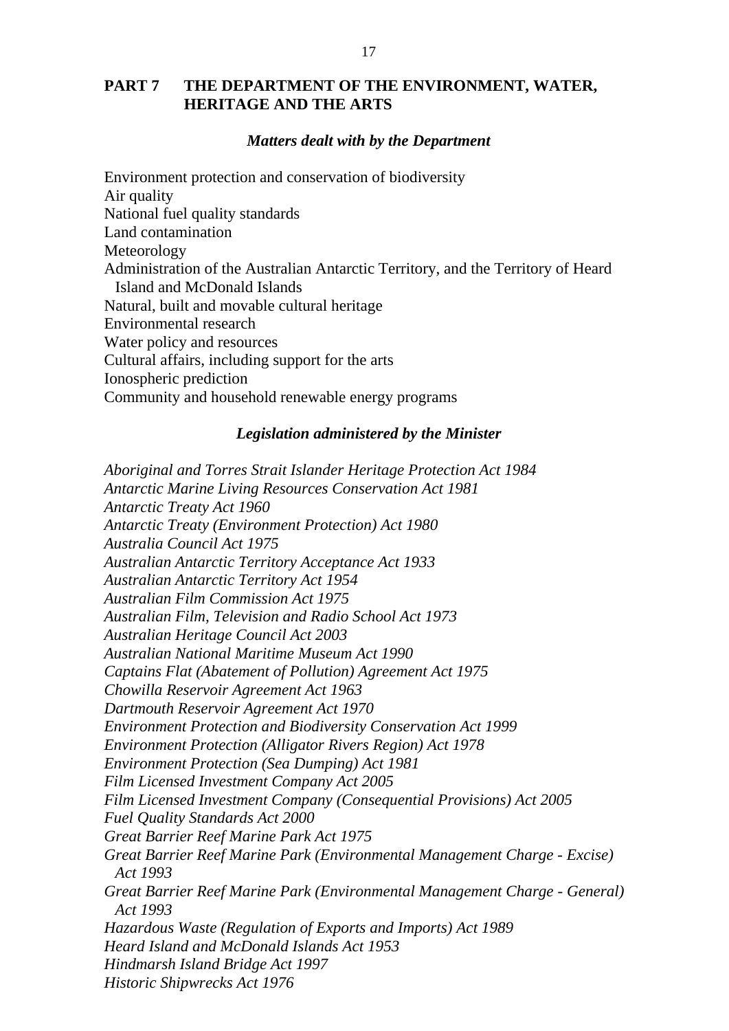## PART 7 THE DEPARTMENT OF THE ENVIRONMENT, WATER, HERITAGE AND THE ARTS

### *Matters dealt with by the Department*

Environment protection and conservation of biodiversity
Air quality
National fuel quality standards
Land contamination
Meteorology
Administration of the Australian Antarctic Territory, and the Territory of Heard Island and McDonald Islands
Natural, built and movable cultural heritage
Environmental research
Water policy and resources
Cultural affairs, including support for the arts
Ionospheric prediction
Community and household renewable energy programs

### *Legislation administered by the Minister*

*Aboriginal and Torres Strait Islander Heritage Protection Act 1984*
*Antarctic Marine Living Resources Conservation Act 1981*
*Antarctic Treaty Act 1960*
*Antarctic Treaty (Environment Protection) Act 1980*
*Australia Council Act 1975*
*Australian Antarctic Territory Acceptance Act 1933*
*Australian Antarctic Territory Act 1954*
*Australian Film Commission Act 1975*
*Australian Film, Television and Radio School Act 1973*
*Australian Heritage Council Act 2003*
*Australian National Maritime Museum Act 1990*
*Captains Flat (Abatement of Pollution) Agreement Act 1975*
*Chowilla Reservoir Agreement Act 1963*
*Dartmouth Reservoir Agreement Act 1970*
*Environment Protection and Biodiversity Conservation Act 1999*
*Environment Protection (Alligator Rivers Region) Act 1978*
*Environment Protection (Sea Dumping) Act 1981*
*Film Licensed Investment Company Act 2005*
*Film Licensed Investment Company (Consequential Provisions) Act 2005*
*Fuel Quality Standards Act 2000*
*Great Barrier Reef Marine Park Act 1975*
*Great Barrier Reef Marine Park (Environmental Management Charge - Excise) Act 1993*
*Great Barrier Reef Marine Park (Environmental Management Charge - General) Act 1993*
*Hazardous Waste (Regulation of Exports and Imports) Act 1989*
*Heard Island and McDonald Islands Act 1953*
*Hindmarsh Island Bridge Act 1997*
*Historic Shipwrecks Act 1976*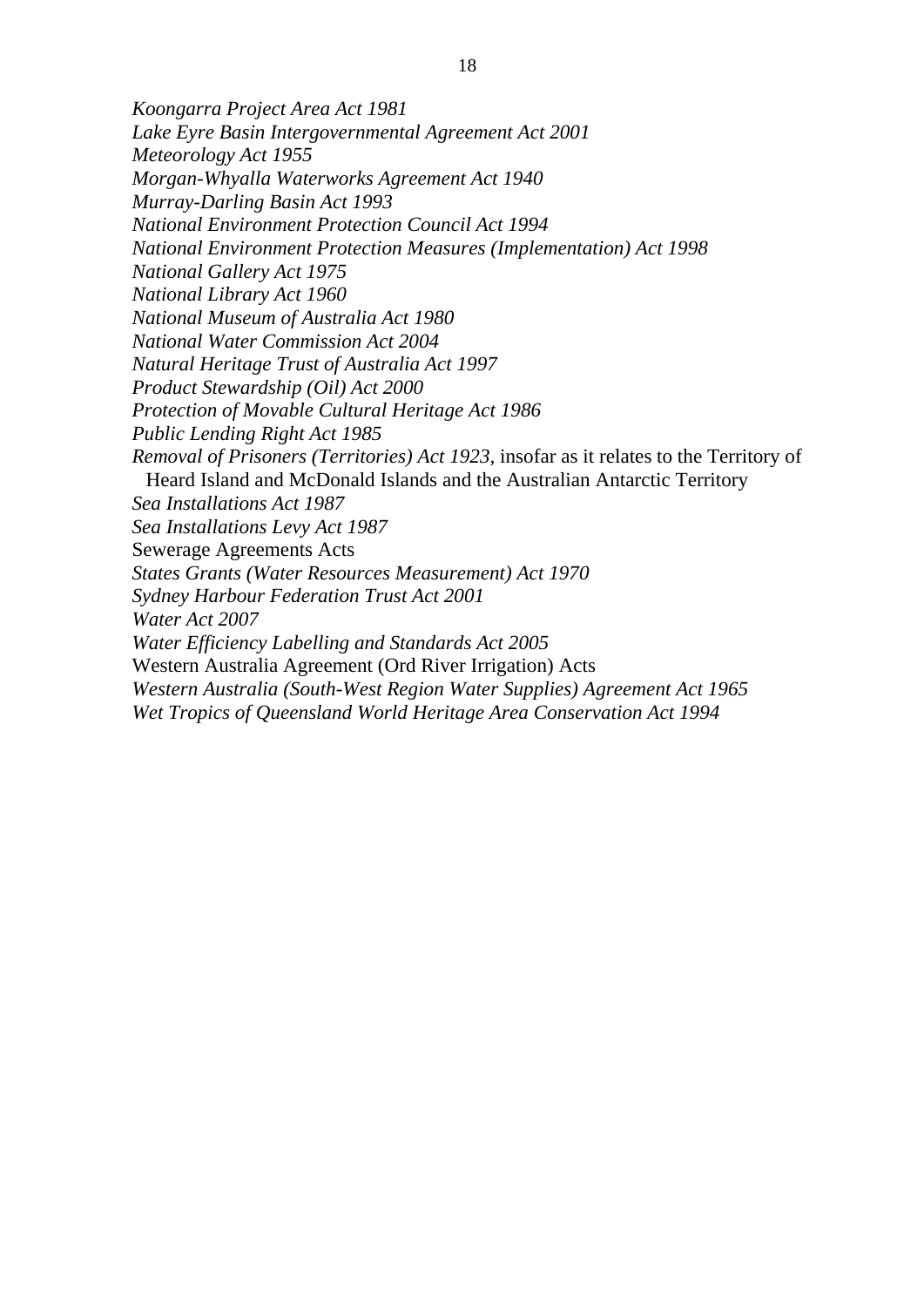*Koongarra Project Area Act 1981*
*Lake Eyre Basin Intergovernmental Agreement Act 2001*
*Meteorology Act 1955*
*Morgan-Whyalla Waterworks Agreement Act 1940*
*Murray-Darling Basin Act 1993*
*National Environment Protection Council Act 1994*
*National Environment Protection Measures (Implementation) Act 1998*
*National Gallery Act 1975*
*National Library Act 1960*
*National Museum of Australia Act 1980*
*National Water Commission Act 2004*
*Natural Heritage Trust of Australia Act 1997*
*Product Stewardship (Oil) Act 2000*
*Protection of Movable Cultural Heritage Act 1986*
*Public Lending Right Act 1985*
*Removal of Prisoners (Territories) Act 1923*, insofar as it relates to the Territory of Heard Island and McDonald Islands and the Australian Antarctic Territory
*Sea Installations Act 1987*
*Sea Installations Levy Act 1987*
Sewerage Agreements Acts
*States Grants (Water Resources Measurement) Act 1970*
*Sydney Harbour Federation Trust Act 2001*
*Water Act 2007*
*Water Efficiency Labelling and Standards Act 2005*
Western Australia Agreement (Ord River Irrigation) Acts
*Western Australia (South-West Region Water Supplies) Agreement Act 1965*
*Wet Tropics of Queensland World Heritage Area Conservation Act 1994*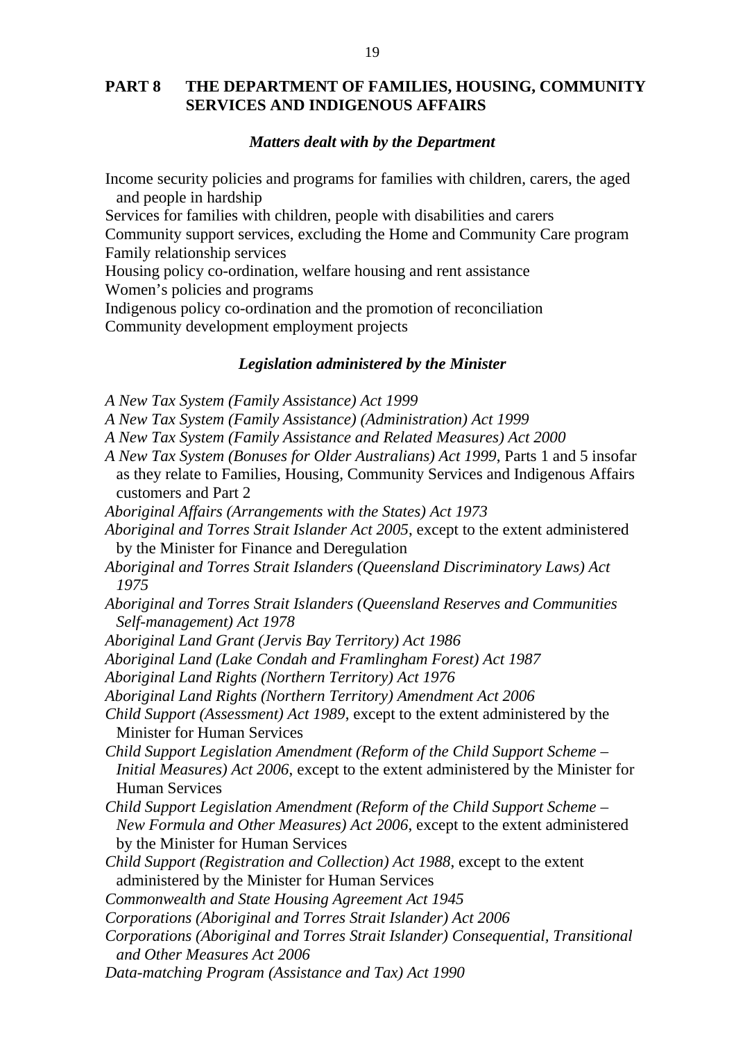## PART 8 THE DEPARTMENT OF FAMILIES, HOUSING, COMMUNITY SERVICES AND INDIGENOUS AFFAIRS

### *Matters dealt with by the Department*

Income security policies and programs for families with children, carers, the aged and people in hardship
Services for families with children, people with disabilities and carers
Community support services, excluding the Home and Community Care program
Family relationship services
Housing policy co-ordination, welfare housing and rent assistance
Women's policies and programs
Indigenous policy co-ordination and the promotion of reconciliation
Community development employment projects

### *Legislation administered by the Minister*

*A New Tax System (Family Assistance) Act 1999*
*A New Tax System (Family Assistance) (Administration) Act 1999*
*A New Tax System (Family Assistance and Related Measures) Act 2000*
*A New Tax System (Bonuses for Older Australians) Act 1999*, Parts 1 and 5 insofar as they relate to Families, Housing, Community Services and Indigenous Affairs customers and Part 2
*Aboriginal Affairs (Arrangements with the States) Act 1973*
*Aboriginal and Torres Strait Islander Act 2005*, except to the extent administered by the Minister for Finance and Deregulation
*Aboriginal and Torres Strait Islanders (Queensland Discriminatory Laws) Act 1975*
*Aboriginal and Torres Strait Islanders (Queensland Reserves and Communities Self-management) Act 1978*
*Aboriginal Land Grant (Jervis Bay Territory) Act 1986*
*Aboriginal Land (Lake Condah and Framlingham Forest) Act 1987*
*Aboriginal Land Rights (Northern Territory) Act 1976*
*Aboriginal Land Rights (Northern Territory) Amendment Act 2006*
*Child Support (Assessment) Act 1989*, except to the extent administered by the Minister for Human Services
*Child Support Legislation Amendment (Reform of the Child Support Scheme – Initial Measures) Act 2006*, except to the extent administered by the Minister for Human Services
*Child Support Legislation Amendment (Reform of the Child Support Scheme – New Formula and Other Measures) Act 2006*, except to the extent administered by the Minister for Human Services
*Child Support (Registration and Collection) Act 1988*, except to the extent administered by the Minister for Human Services
*Commonwealth and State Housing Agreement Act 1945*
*Corporations (Aboriginal and Torres Strait Islander) Act 2006*
*Corporations (Aboriginal and Torres Strait Islander) Consequential, Transitional and Other Measures Act 2006*
*Data-matching Program (Assistance and Tax) Act 1990*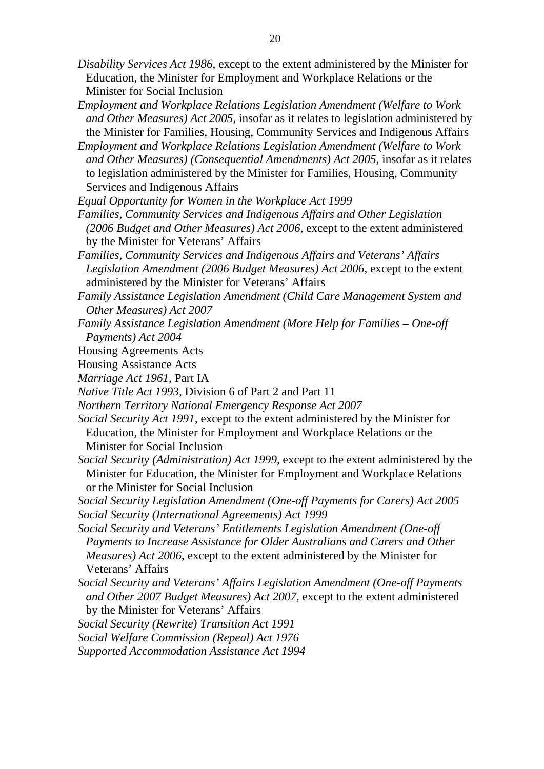*Disability Services Act 1986*, except to the extent administered by the Minister for Education, the Minister for Employment and Workplace Relations or the Minister for Social Inclusion

*Employment and Workplace Relations Legislation Amendment (Welfare to Work and Other Measures) Act 2005*, insofar as it relates to legislation administered by the Minister for Families, Housing, Community Services and Indigenous Affairs

*Employment and Workplace Relations Legislation Amendment (Welfare to Work and Other Measures) (Consequential Amendments) Act 2005*, insofar as it relates to legislation administered by the Minister for Families, Housing, Community Services and Indigenous Affairs

*Equal Opportunity for Women in the Workplace Act 1999*

*Families, Community Services and Indigenous Affairs and Other Legislation (2006 Budget and Other Measures) Act 2006*, except to the extent administered by the Minister for Veterans' Affairs

*Families, Community Services and Indigenous Affairs and Veterans' Affairs Legislation Amendment (2006 Budget Measures) Act 2006*, except to the extent administered by the Minister for Veterans' Affairs

*Family Assistance Legislation Amendment (Child Care Management System and Other Measures) Act 2007*

*Family Assistance Legislation Amendment (More Help for Families – One-off Payments) Act 2004*

Housing Agreements Acts

Housing Assistance Acts

*Marriage Act 1961*, Part IA

*Native Title Act 1993*, Division 6 of Part 2 and Part 11

*Northern Territory National Emergency Response Act 2007*

*Social Security Act 1991*, except to the extent administered by the Minister for Education, the Minister for Employment and Workplace Relations or the Minister for Social Inclusion

*Social Security (Administration) Act 1999*, except to the extent administered by the Minister for Education, the Minister for Employment and Workplace Relations or the Minister for Social Inclusion

*Social Security Legislation Amendment (One-off Payments for Carers) Act 2005*

*Social Security (International Agreements) Act 1999*

*Social Security and Veterans' Entitlements Legislation Amendment (One-off Payments to Increase Assistance for Older Australians and Carers and Other Measures) Act 2006*, except to the extent administered by the Minister for Veterans' Affairs

*Social Security and Veterans' Affairs Legislation Amendment (One-off Payments and Other 2007 Budget Measures) Act 2007*, except to the extent administered by the Minister for Veterans' Affairs

*Social Security (Rewrite) Transition Act 1991*

*Social Welfare Commission (Repeal) Act 1976*

*Supported Accommodation Assistance Act 1994*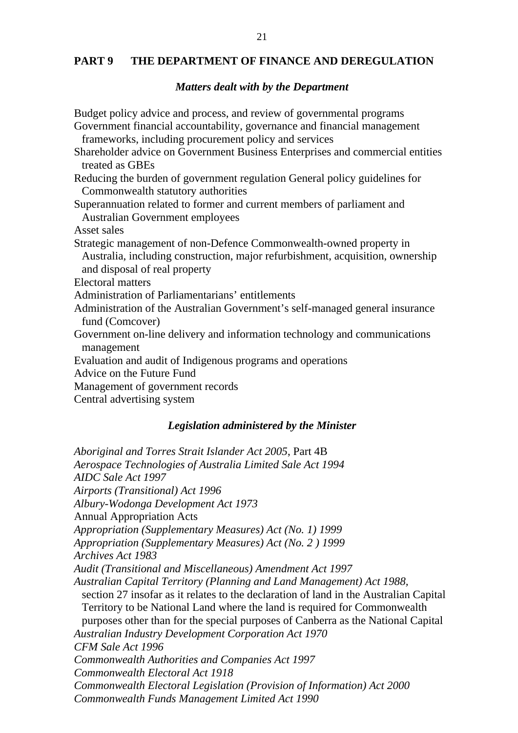## PART 9 THE DEPARTMENT OF FINANCE AND DEREGULATION

### *Matters dealt with by the Department*

Budget policy advice and process, and review of governmental programs

Government financial accountability, governance and financial management frameworks, including procurement policy and services

Shareholder advice on Government Business Enterprises and commercial entities treated as GBEs

Reducing the burden of government regulation General policy guidelines for Commonwealth statutory authorities

Superannuation related to former and current members of parliament and Australian Government employees

Asset sales

Strategic management of non-Defence Commonwealth-owned property in Australia, including construction, major refurbishment, acquisition, ownership and disposal of real property

Electoral matters

Administration of Parliamentarians' entitlements

Administration of the Australian Government's self-managed general insurance fund (Comcover)

Government on-line delivery and information technology and communications management

Evaluation and audit of Indigenous programs and operations

Advice on the Future Fund

Management of government records

Central advertising system

### *Legislation administered by the Minister*

*Aboriginal and Torres Strait Islander Act 2005*, Part 4B

*Aerospace Technologies of Australia Limited Sale Act 1994*

*AIDC Sale Act 1997*

*Airports (Transitional) Act 1996*

*Albury-Wodonga Development Act 1973*

Annual Appropriation Acts

*Appropriation (Supplementary Measures) Act (No. 1) 1999*

*Appropriation (Supplementary Measures) Act (No. 2 ) 1999*

*Archives Act 1983*

*Audit (Transitional and Miscellaneous) Amendment Act 1997*

*Australian Capital Territory (Planning and Land Management) Act 1988*, section 27 insofar as it relates to the declaration of land in the Australian Capital Territory to be National Land where the land is required for Commonwealth purposes other than for the special purposes of Canberra as the National Capital

*Australian Industry Development Corporation Act 1970*

*CFM Sale Act 1996*

*Commonwealth Authorities and Companies Act 1997*

*Commonwealth Electoral Act 1918*

*Commonwealth Electoral Legislation (Provision of Information) Act 2000*

*Commonwealth Funds Management Limited Act 1990*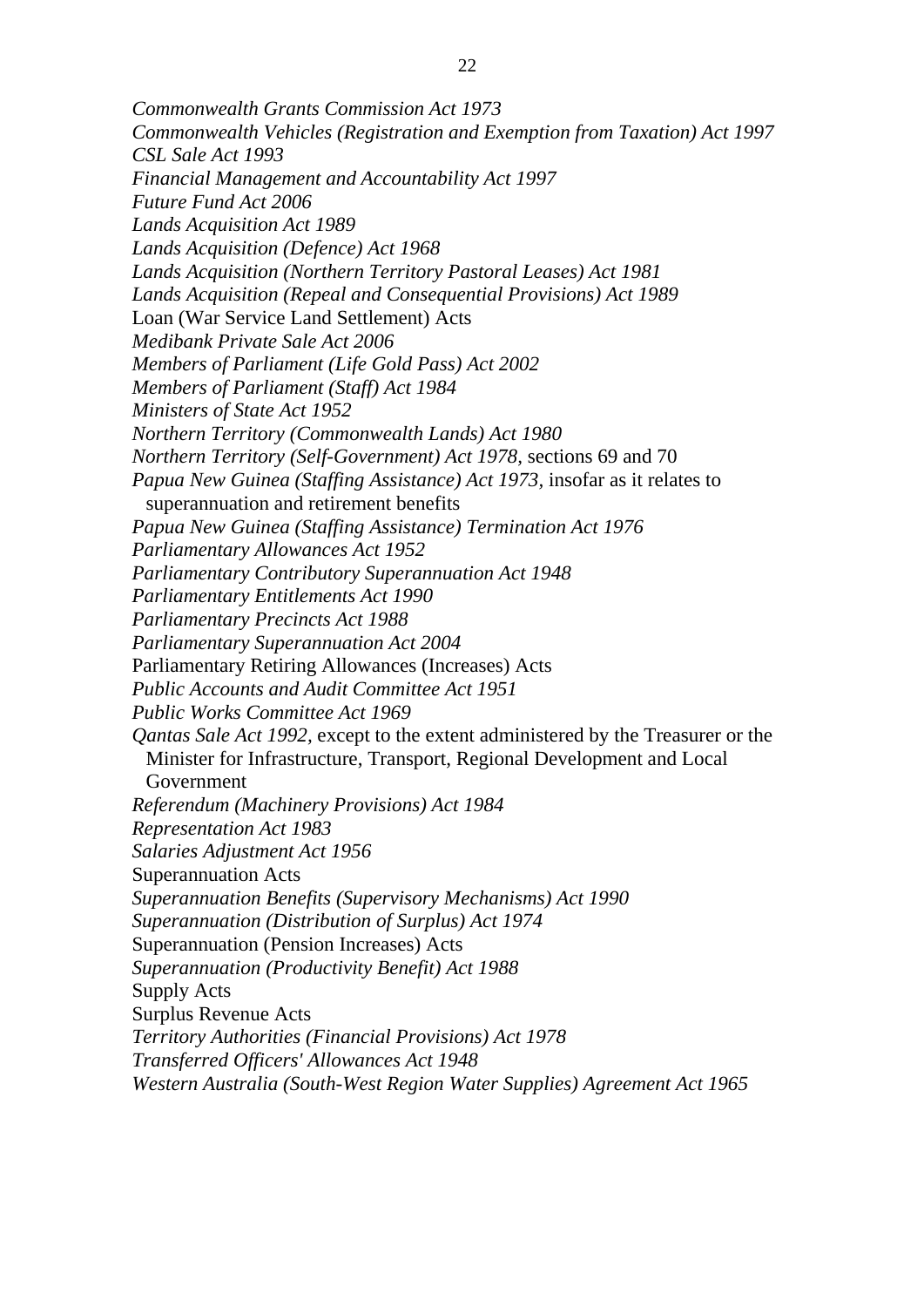*Commonwealth Grants Commission Act 1973*
*Commonwealth Vehicles (Registration and Exemption from Taxation) Act 1997*
*CSL Sale Act 1993*
*Financial Management and Accountability Act 1997*
*Future Fund Act 2006*
*Lands Acquisition Act 1989*
*Lands Acquisition (Defence) Act 1968*
*Lands Acquisition (Northern Territory Pastoral Leases) Act 1981*
*Lands Acquisition (Repeal and Consequential Provisions) Act 1989*
Loan (War Service Land Settlement) Acts
*Medibank Private Sale Act 2006*
*Members of Parliament (Life Gold Pass) Act 2002*
*Members of Parliament (Staff) Act 1984*
*Ministers of State Act 1952*
*Northern Territory (Commonwealth Lands) Act 1980*
*Northern Territory (Self-Government) Act 1978*, sections 69 and 70
*Papua New Guinea (Staffing Assistance) Act 1973*, insofar as it relates to superannuation and retirement benefits
*Papua New Guinea (Staffing Assistance) Termination Act 1976*
*Parliamentary Allowances Act 1952*
*Parliamentary Contributory Superannuation Act 1948*
*Parliamentary Entitlements Act 1990*
*Parliamentary Precincts Act 1988*
*Parliamentary Superannuation Act 2004*
Parliamentary Retiring Allowances (Increases) Acts
*Public Accounts and Audit Committee Act 1951*
*Public Works Committee Act 1969*
*Qantas Sale Act 1992*, except to the extent administered by the Treasurer or the Minister for Infrastructure, Transport, Regional Development and Local Government
*Referendum (Machinery Provisions) Act 1984*
*Representation Act 1983*
*Salaries Adjustment Act 1956*
Superannuation Acts
*Superannuation Benefits (Supervisory Mechanisms) Act 1990*
*Superannuation (Distribution of Surplus) Act 1974*
Superannuation (Pension Increases) Acts
*Superannuation (Productivity Benefit) Act 1988*
Supply Acts
Surplus Revenue Acts
*Territory Authorities (Financial Provisions) Act 1978*
*Transferred Officers' Allowances Act 1948*
*Western Australia (South-West Region Water Supplies) Agreement Act 1965*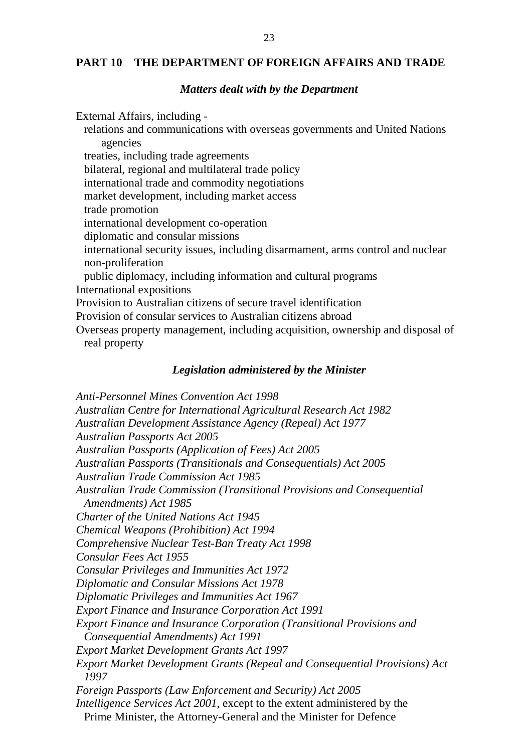## PART 10 THE DEPARTMENT OF FOREIGN AFFAIRS AND TRADE

### *Matters dealt with by the Department*

External Affairs, including -
- relations and communications with overseas governments and United Nations agencies
- treaties, including trade agreements
- bilateral, regional and multilateral trade policy
- international trade and commodity negotiations
- market development, including market access
- trade promotion
- international development co-operation
- diplomatic and consular missions
- international security issues, including disarmament, arms control and nuclear non-proliferation
- public diplomacy, including information and cultural programs

International expositions

Provision to Australian citizens of secure travel identification

Provision of consular services to Australian citizens abroad

Overseas property management, including acquisition, ownership and disposal of real property

### *Legislation administered by the Minister*

*Anti-Personnel Mines Convention Act 1998*
*Australian Centre for International Agricultural Research Act 1982*
*Australian Development Assistance Agency (Repeal) Act 1977*
*Australian Passports Act 2005*
*Australian Passports (Application of Fees) Act 2005*
*Australian Passports (Transitionals and Consequentials) Act 2005*
*Australian Trade Commission Act 1985*
*Australian Trade Commission (Transitional Provisions and Consequential Amendments) Act 1985*
*Charter of the United Nations Act 1945*
*Chemical Weapons (Prohibition) Act 1994*
*Comprehensive Nuclear Test-Ban Treaty Act 1998*
*Consular Fees Act 1955*
*Consular Privileges and Immunities Act 1972*
*Diplomatic and Consular Missions Act 1978*
*Diplomatic Privileges and Immunities Act 1967*
*Export Finance and Insurance Corporation Act 1991*
*Export Finance and Insurance Corporation (Transitional Provisions and Consequential Amendments) Act 1991*
*Export Market Development Grants Act 1997*
*Export Market Development Grants (Repeal and Consequential Provisions) Act 1997*
*Foreign Passports (Law Enforcement and Security) Act 2005*
*Intelligence Services Act 2001*, except to the extent administered by the Prime Minister, the Attorney-General and the Minister for Defence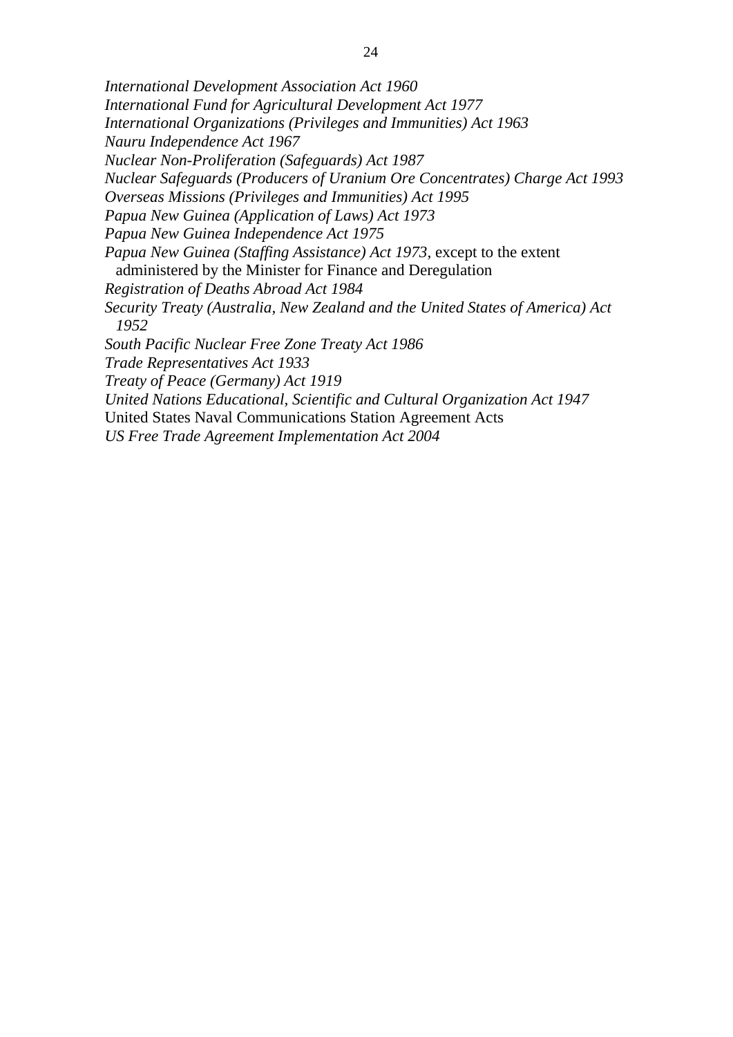*International Development Association Act 1960*
*International Fund for Agricultural Development Act 1977*
*International Organizations (Privileges and Immunities) Act 1963*
*Nauru Independence Act 1967*
*Nuclear Non-Proliferation (Safeguards) Act 1987*
*Nuclear Safeguards (Producers of Uranium Ore Concentrates) Charge Act 1993*
*Overseas Missions (Privileges and Immunities) Act 1995*
*Papua New Guinea (Application of Laws) Act 1973*
*Papua New Guinea Independence Act 1975*
*Papua New Guinea (Staffing Assistance) Act 1973*, except to the extent administered by the Minister for Finance and Deregulation
*Registration of Deaths Abroad Act 1984*
*Security Treaty (Australia, New Zealand and the United States of America) Act 1952*
*South Pacific Nuclear Free Zone Treaty Act 1986*
*Trade Representatives Act 1933*
*Treaty of Peace (Germany) Act 1919*
*United Nations Educational, Scientific and Cultural Organization Act 1947*
United States Naval Communications Station Agreement Acts
*US Free Trade Agreement Implementation Act 2004*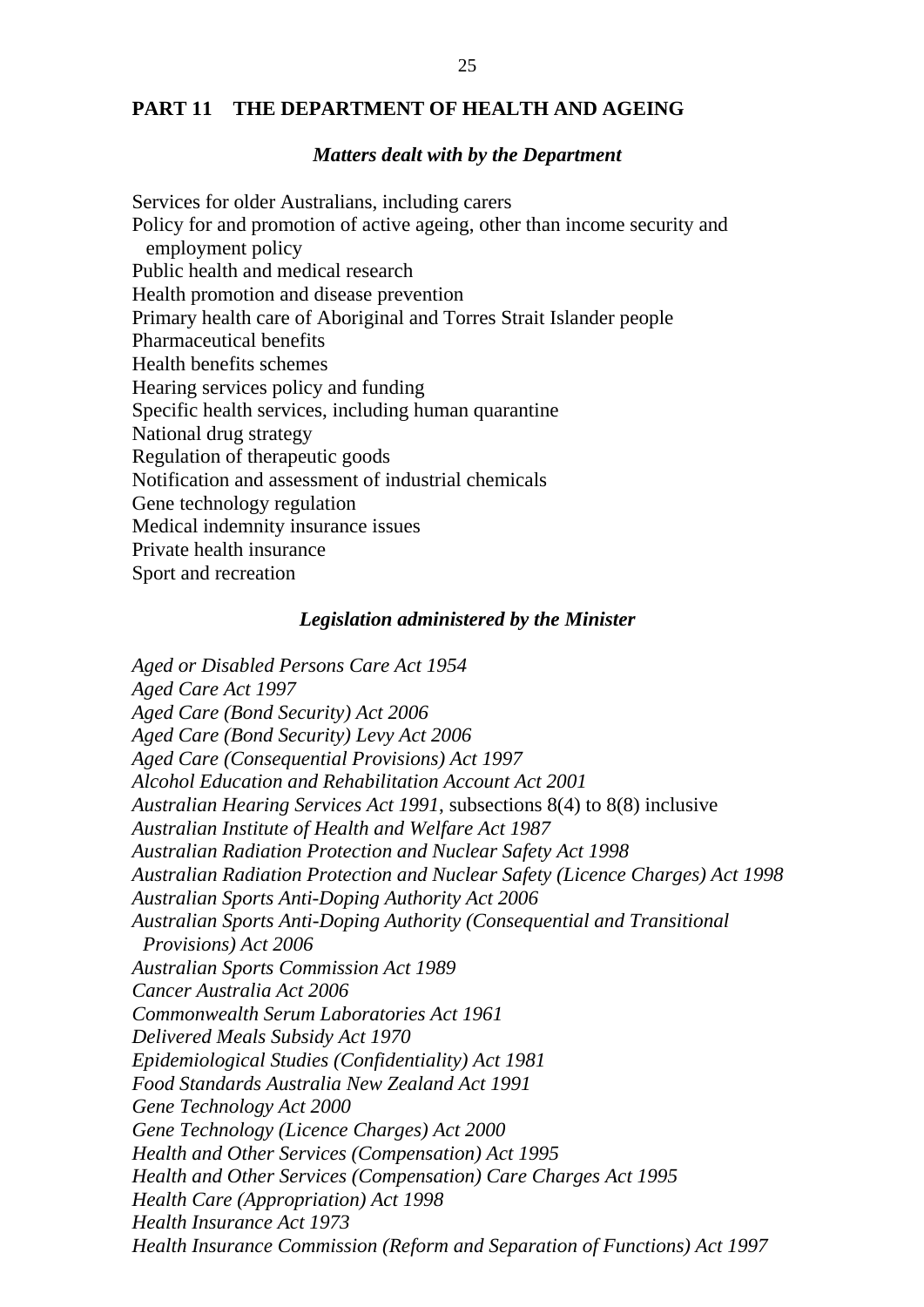## PART 11 THE DEPARTMENT OF HEALTH AND AGEING

### *Matters dealt with by the Department*

Services for older Australians, including carers
Policy for and promotion of active ageing, other than income security and employment policy
Public health and medical research
Health promotion and disease prevention
Primary health care of Aboriginal and Torres Strait Islander people
Pharmaceutical benefits
Health benefits schemes
Hearing services policy and funding
Specific health services, including human quarantine
National drug strategy
Regulation of therapeutic goods
Notification and assessment of industrial chemicals
Gene technology regulation
Medical indemnity insurance issues
Private health insurance
Sport and recreation

### *Legislation administered by the Minister*

*Aged or Disabled Persons Care Act 1954*
*Aged Care Act 1997*
*Aged Care (Bond Security) Act 2006*
*Aged Care (Bond Security) Levy Act 2006*
*Aged Care (Consequential Provisions) Act 1997*
*Alcohol Education and Rehabilitation Account Act 2001*
*Australian Hearing Services Act 1991*, subsections 8(4) to 8(8) inclusive
*Australian Institute of Health and Welfare Act 1987*
*Australian Radiation Protection and Nuclear Safety Act 1998*
*Australian Radiation Protection and Nuclear Safety (Licence Charges) Act 1998*
*Australian Sports Anti-Doping Authority Act 2006*
*Australian Sports Anti-Doping Authority (Consequential and Transitional Provisions) Act 2006*
*Australian Sports Commission Act 1989*
*Cancer Australia Act 2006*
*Commonwealth Serum Laboratories Act 1961*
*Delivered Meals Subsidy Act 1970*
*Epidemiological Studies (Confidentiality) Act 1981*
*Food Standards Australia New Zealand Act 1991*
*Gene Technology Act 2000*
*Gene Technology (Licence Charges) Act 2000*
*Health and Other Services (Compensation) Act 1995*
*Health and Other Services (Compensation) Care Charges Act 1995*
*Health Care (Appropriation) Act 1998*
*Health Insurance Act 1973*
*Health Insurance Commission (Reform and Separation of Functions) Act 1997*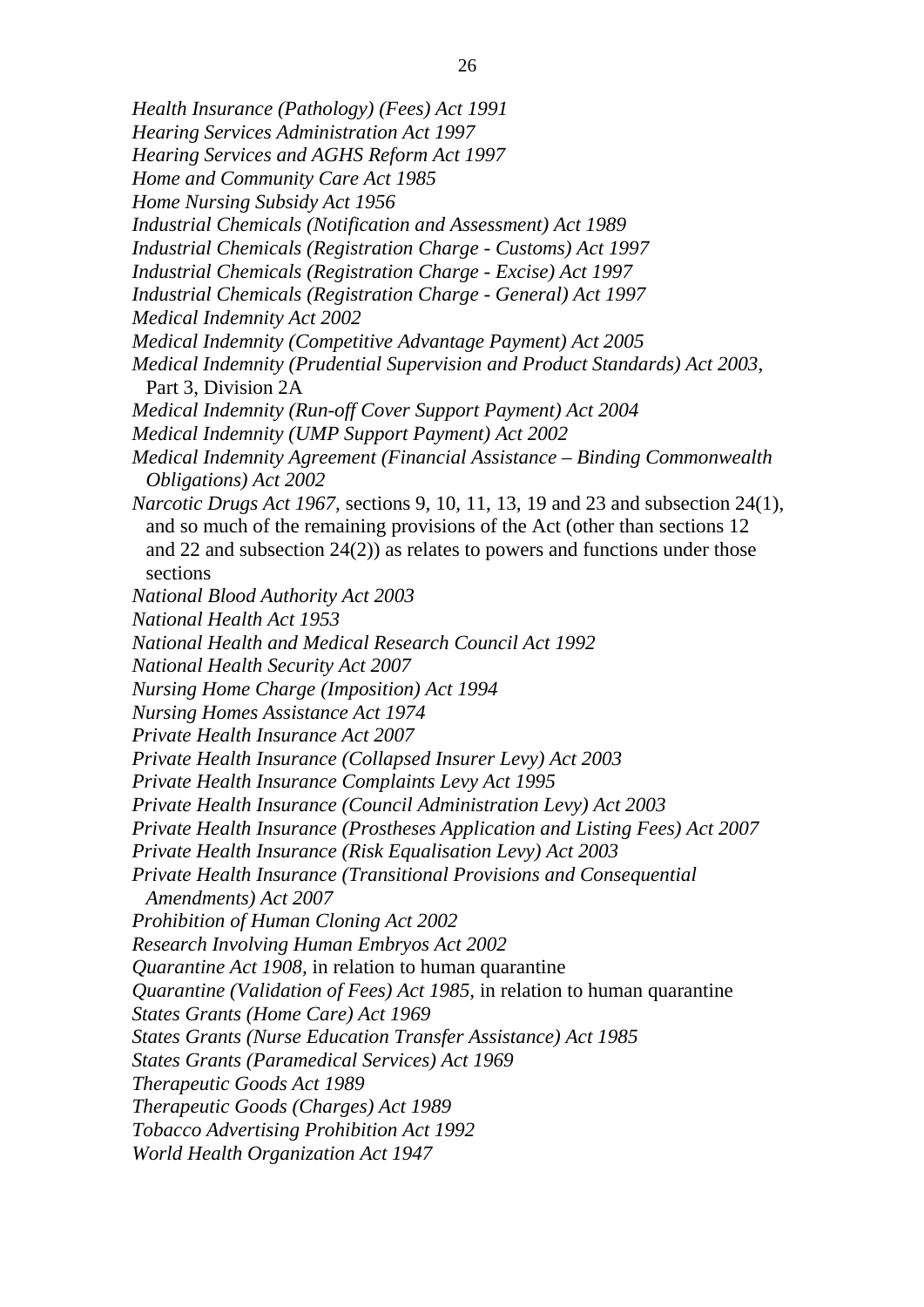*Health Insurance (Pathology) (Fees) Act 1991*
*Hearing Services Administration Act 1997*
*Hearing Services and AGHS Reform Act 1997*
*Home and Community Care Act 1985*
*Home Nursing Subsidy Act 1956*
*Industrial Chemicals (Notification and Assessment) Act 1989*
*Industrial Chemicals (Registration Charge - Customs) Act 1997*
*Industrial Chemicals (Registration Charge - Excise) Act 1997*
*Industrial Chemicals (Registration Charge - General) Act 1997*
*Medical Indemnity Act 2002*
*Medical Indemnity (Competitive Advantage Payment) Act 2005*
*Medical Indemnity (Prudential Supervision and Product Standards) Act 2003*, Part 3, Division 2A
*Medical Indemnity (Run-off Cover Support Payment) Act 2004*
*Medical Indemnity (UMP Support Payment) Act 2002*
*Medical Indemnity Agreement (Financial Assistance – Binding Commonwealth Obligations) Act 2002*
*Narcotic Drugs Act 1967*, sections 9, 10, 11, 13, 19 and 23 and subsection 24(1), and so much of the remaining provisions of the Act (other than sections 12 and 22 and subsection 24(2)) as relates to powers and functions under those sections
*National Blood Authority Act 2003*
*National Health Act 1953*
*National Health and Medical Research Council Act 1992*
*National Health Security Act 2007*
*Nursing Home Charge (Imposition) Act 1994*
*Nursing Homes Assistance Act 1974*
*Private Health Insurance Act 2007*
*Private Health Insurance (Collapsed Insurer Levy) Act 2003*
*Private Health Insurance Complaints Levy Act 1995*
*Private Health Insurance (Council Administration Levy) Act 2003*
*Private Health Insurance (Prostheses Application and Listing Fees) Act 2007*
*Private Health Insurance (Risk Equalisation Levy) Act 2003*
*Private Health Insurance (Transitional Provisions and Consequential Amendments) Act 2007*
*Prohibition of Human Cloning Act 2002*
*Research Involving Human Embryos Act 2002*
*Quarantine Act 1908*, in relation to human quarantine
*Quarantine (Validation of Fees) Act 1985*, in relation to human quarantine
*States Grants (Home Care) Act 1969*
*States Grants (Nurse Education Transfer Assistance) Act 1985*
*States Grants (Paramedical Services) Act 1969*
*Therapeutic Goods Act 1989*
*Therapeutic Goods (Charges) Act 1989*
*Tobacco Advertising Prohibition Act 1992*
*World Health Organization Act 1947*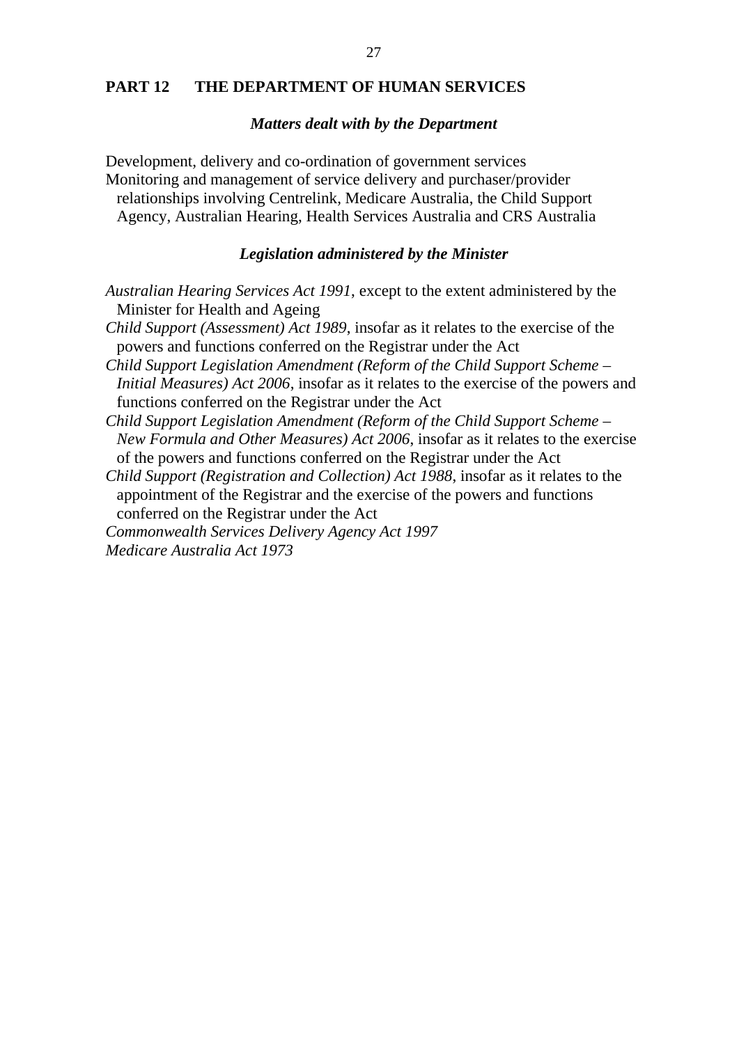## PART 12 THE DEPARTMENT OF HUMAN SERVICES

### *Matters dealt with by the Department*

Development, delivery and co-ordination of government services

Monitoring and management of service delivery and purchaser/provider relationships involving Centrelink, Medicare Australia, the Child Support Agency, Australian Hearing, Health Services Australia and CRS Australia

### *Legislation administered by the Minister*

*Australian Hearing Services Act 1991*, except to the extent administered by the Minister for Health and Ageing

*Child Support (Assessment) Act 1989*, insofar as it relates to the exercise of the powers and functions conferred on the Registrar under the Act

*Child Support Legislation Amendment (Reform of the Child Support Scheme – Initial Measures) Act 2006*, insofar as it relates to the exercise of the powers and functions conferred on the Registrar under the Act

*Child Support Legislation Amendment (Reform of the Child Support Scheme – New Formula and Other Measures) Act 2006*, insofar as it relates to the exercise of the powers and functions conferred on the Registrar under the Act

*Child Support (Registration and Collection) Act 1988*, insofar as it relates to the appointment of the Registrar and the exercise of the powers and functions conferred on the Registrar under the Act

*Commonwealth Services Delivery Agency Act 1997*

*Medicare Australia Act 1973*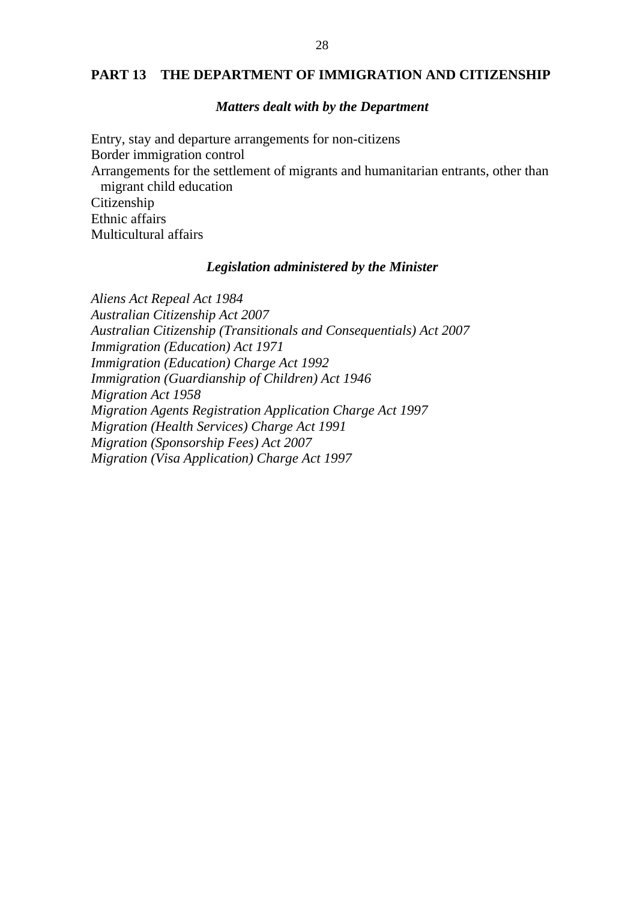## PART 13 THE DEPARTMENT OF IMMIGRATION AND CITIZENSHIP

### *Matters dealt with by the Department*

Entry, stay and departure arrangements for non-citizens
Border immigration control
Arrangements for the settlement of migrants and humanitarian entrants, other than migrant child education
Citizenship
Ethnic affairs
Multicultural affairs

### *Legislation administered by the Minister*

*Aliens Act Repeal Act 1984*
*Australian Citizenship Act 2007*
*Australian Citizenship (Transitionals and Consequentials) Act 2007*
*Immigration (Education) Act 1971*
*Immigration (Education) Charge Act 1992*
*Immigration (Guardianship of Children) Act 1946*
*Migration Act 1958*
*Migration Agents Registration Application Charge Act 1997*
*Migration (Health Services) Charge Act 1991*
*Migration (Sponsorship Fees) Act 2007*
*Migration (Visa Application) Charge Act 1997*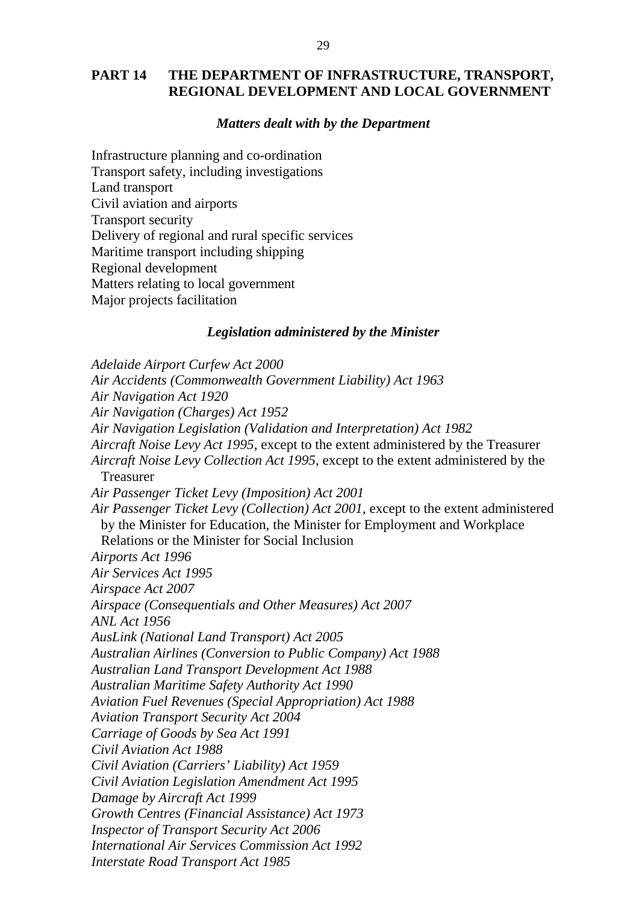## PART 14 THE DEPARTMENT OF INFRASTRUCTURE, TRANSPORT, REGIONAL DEVELOPMENT AND LOCAL GOVERNMENT

### *Matters dealt with by the Department*

Infrastructure planning and co-ordination
Transport safety, including investigations
Land transport
Civil aviation and airports
Transport security
Delivery of regional and rural specific services
Maritime transport including shipping
Regional development
Matters relating to local government
Major projects facilitation

### *Legislation administered by the Minister*

*Adelaide Airport Curfew Act 2000*
*Air Accidents (Commonwealth Government Liability) Act 1963*
*Air Navigation Act 1920*
*Air Navigation (Charges) Act 1952*
*Air Navigation Legislation (Validation and Interpretation) Act 1982*
*Aircraft Noise Levy Act 1995*, except to the extent administered by the Treasurer
*Aircraft Noise Levy Collection Act 1995*, except to the extent administered by the Treasurer
*Air Passenger Ticket Levy (Imposition) Act 2001*
*Air Passenger Ticket Levy (Collection) Act 2001*, except to the extent administered by the Minister for Education, the Minister for Employment and Workplace Relations or the Minister for Social Inclusion
*Airports Act 1996*
*Air Services Act 1995*
*Airspace Act 2007*
*Airspace (Consequentials and Other Measures) Act 2007*
*ANL Act 1956*
*AusLink (National Land Transport) Act 2005*
*Australian Airlines (Conversion to Public Company) Act 1988*
*Australian Land Transport Development Act 1988*
*Australian Maritime Safety Authority Act 1990*
*Aviation Fuel Revenues (Special Appropriation) Act 1988*
*Aviation Transport Security Act 2004*
*Carriage of Goods by Sea Act 1991*
*Civil Aviation Act 1988*
*Civil Aviation (Carriers' Liability) Act 1959*
*Civil Aviation Legislation Amendment Act 1995*
*Damage by Aircraft Act 1999*
*Growth Centres (Financial Assistance) Act 1973*
*Inspector of Transport Security Act 2006*
*International Air Services Commission Act 1992*
*Interstate Road Transport Act 1985*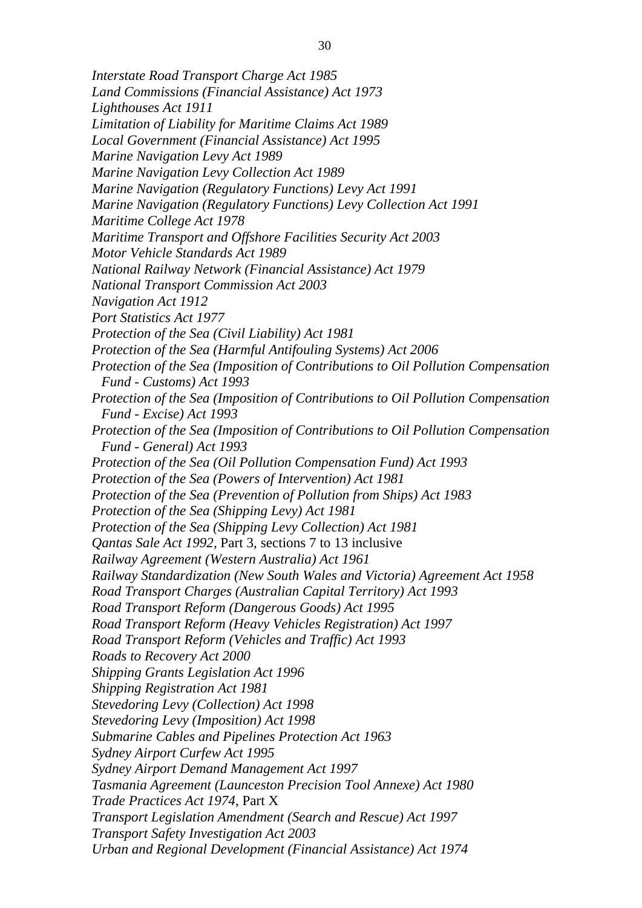*Interstate Road Transport Charge Act 1985*
*Land Commissions (Financial Assistance) Act 1973*
*Lighthouses Act 1911*
*Limitation of Liability for Maritime Claims Act 1989*
*Local Government (Financial Assistance) Act 1995*
*Marine Navigation Levy Act 1989*
*Marine Navigation Levy Collection Act 1989*
*Marine Navigation (Regulatory Functions) Levy Act 1991*
*Marine Navigation (Regulatory Functions) Levy Collection Act 1991*
*Maritime College Act 1978*
*Maritime Transport and Offshore Facilities Security Act 2003*
*Motor Vehicle Standards Act 1989*
*National Railway Network (Financial Assistance) Act 1979*
*National Transport Commission Act 2003*
*Navigation Act 1912*
*Port Statistics Act 1977*
*Protection of the Sea (Civil Liability) Act 1981*
*Protection of the Sea (Harmful Antifouling Systems) Act 2006*
*Protection of the Sea (Imposition of Contributions to Oil Pollution Compensation Fund - Customs) Act 1993*
*Protection of the Sea (Imposition of Contributions to Oil Pollution Compensation Fund - Excise) Act 1993*
*Protection of the Sea (Imposition of Contributions to Oil Pollution Compensation Fund - General) Act 1993*
*Protection of the Sea (Oil Pollution Compensation Fund) Act 1993*
*Protection of the Sea (Powers of Intervention) Act 1981*
*Protection of the Sea (Prevention of Pollution from Ships) Act 1983*
*Protection of the Sea (Shipping Levy) Act 1981*
*Protection of the Sea (Shipping Levy Collection) Act 1981*
*Qantas Sale Act 1992*, Part 3, sections 7 to 13 inclusive
*Railway Agreement (Western Australia) Act 1961*
*Railway Standardization (New South Wales and Victoria) Agreement Act 1958*
*Road Transport Charges (Australian Capital Territory) Act 1993*
*Road Transport Reform (Dangerous Goods) Act 1995*
*Road Transport Reform (Heavy Vehicles Registration) Act 1997*
*Road Transport Reform (Vehicles and Traffic) Act 1993*
*Roads to Recovery Act 2000*
*Shipping Grants Legislation Act 1996*
*Shipping Registration Act 1981*
*Stevedoring Levy (Collection) Act 1998*
*Stevedoring Levy (Imposition) Act 1998*
*Submarine Cables and Pipelines Protection Act 1963*
*Sydney Airport Curfew Act 1995*
*Sydney Airport Demand Management Act 1997*
*Tasmania Agreement (Launceston Precision Tool Annexe) Act 1980*
*Trade Practices Act 1974*, Part X
*Transport Legislation Amendment (Search and Rescue) Act 1997*
*Transport Safety Investigation Act 2003*
*Urban and Regional Development (Financial Assistance) Act 1974*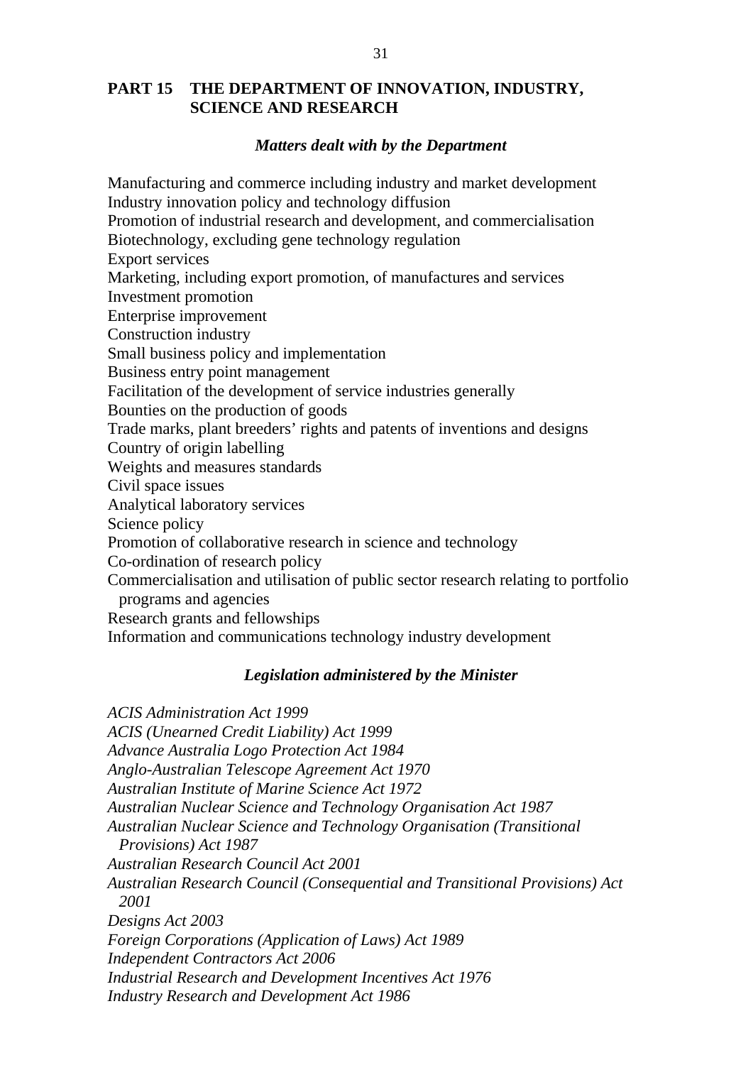## PART 15 THE DEPARTMENT OF INNOVATION, INDUSTRY, SCIENCE AND RESEARCH

### *Matters dealt with by the Department*

Manufacturing and commerce including industry and market development
Industry innovation policy and technology diffusion
Promotion of industrial research and development, and commercialisation
Biotechnology, excluding gene technology regulation
Export services
Marketing, including export promotion, of manufactures and services
Investment promotion
Enterprise improvement
Construction industry
Small business policy and implementation
Business entry point management
Facilitation of the development of service industries generally
Bounties on the production of goods
Trade marks, plant breeders' rights and patents of inventions and designs
Country of origin labelling
Weights and measures standards
Civil space issues
Analytical laboratory services
Science policy
Promotion of collaborative research in science and technology
Co-ordination of research policy
Commercialisation and utilisation of public sector research relating to portfolio programs and agencies
Research grants and fellowships
Information and communications technology industry development

### *Legislation administered by the Minister*

*ACIS Administration Act 1999*
*ACIS (Unearned Credit Liability) Act 1999*
*Advance Australia Logo Protection Act 1984*
*Anglo-Australian Telescope Agreement Act 1970*
*Australian Institute of Marine Science Act 1972*
*Australian Nuclear Science and Technology Organisation Act 1987*
*Australian Nuclear Science and Technology Organisation (Transitional Provisions) Act 1987*
*Australian Research Council Act 2001*
*Australian Research Council (Consequential and Transitional Provisions) Act 2001*
*Designs Act 2003*
*Foreign Corporations (Application of Laws) Act 1989*
*Independent Contractors Act 2006*
*Industrial Research and Development Incentives Act 1976*
*Industry Research and Development Act 1986*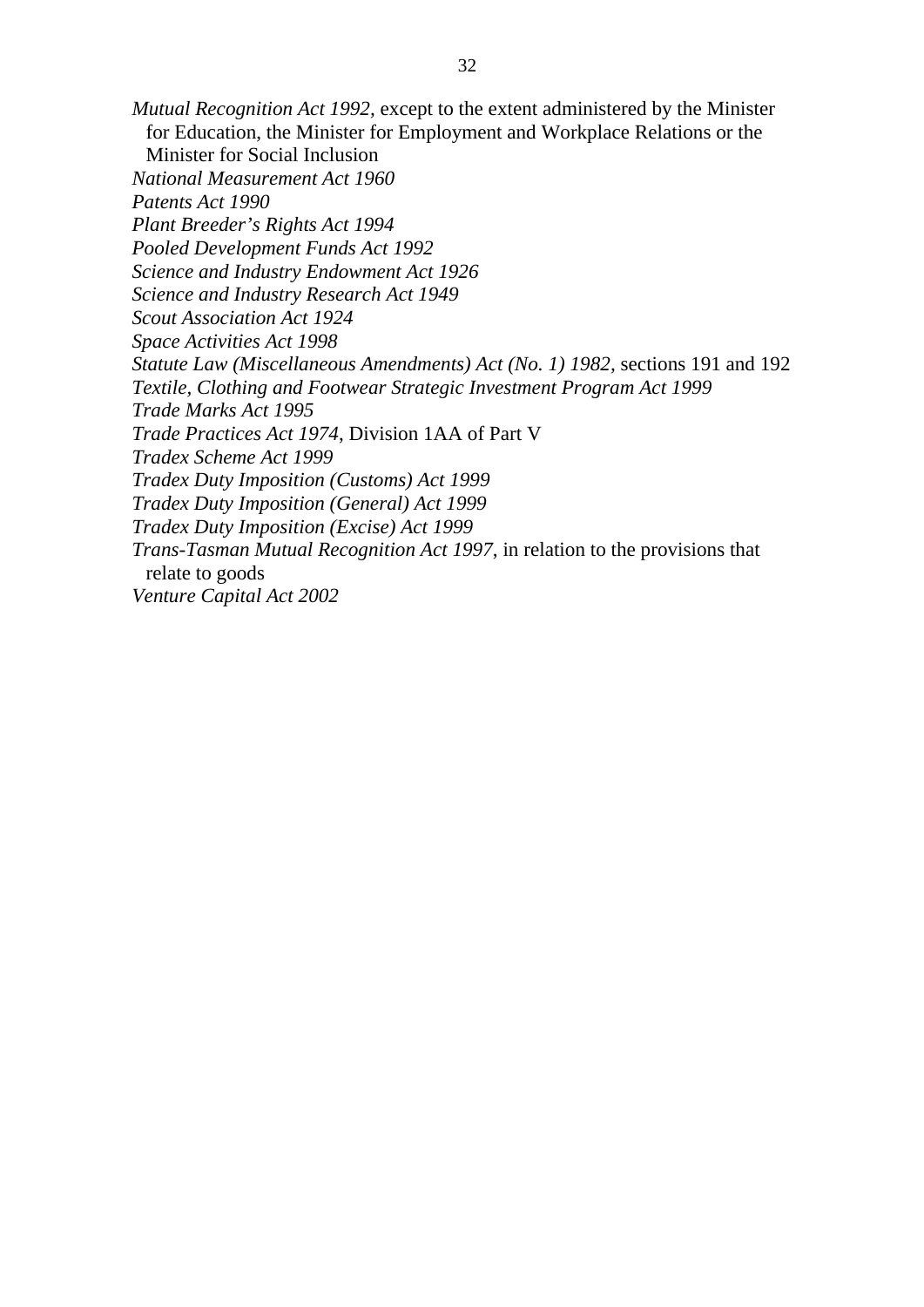*Mutual Recognition Act 1992*, except to the extent administered by the Minister for Education, the Minister for Employment and Workplace Relations or the Minister for Social Inclusion

*National Measurement Act 1960*

*Patents Act 1990*

*Plant Breeder's Rights Act 1994*

*Pooled Development Funds Act 1992*

*Science and Industry Endowment Act 1926*

*Science and Industry Research Act 1949*

*Scout Association Act 1924*

*Space Activities Act 1998*

*Statute Law (Miscellaneous Amendments) Act (No. 1) 1982*, sections 191 and 192

*Textile, Clothing and Footwear Strategic Investment Program Act 1999*

*Trade Marks Act 1995*

*Trade Practices Act 1974*, Division 1AA of Part V

*Tradex Scheme Act 1999*

*Tradex Duty Imposition (Customs) Act 1999*

*Tradex Duty Imposition (General) Act 1999*

*Tradex Duty Imposition (Excise) Act 1999*

*Trans-Tasman Mutual Recognition Act 1997*, in relation to the provisions that relate to goods

*Venture Capital Act 2002*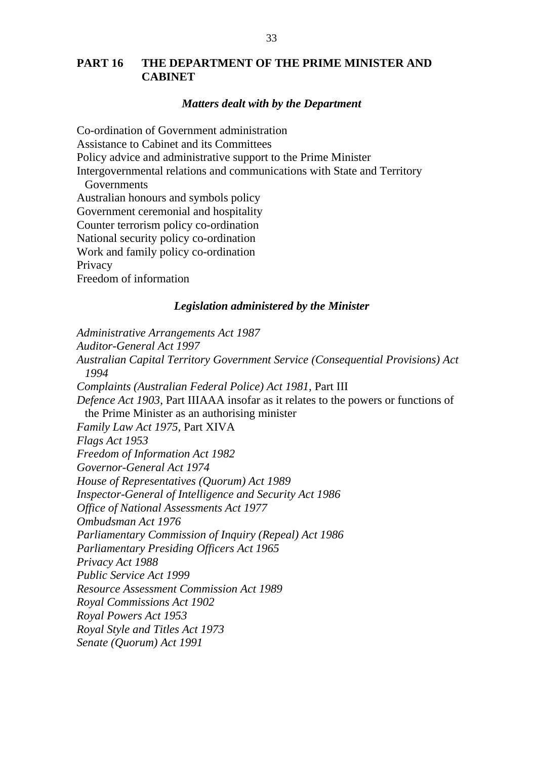## PART 16 THE DEPARTMENT OF THE PRIME MINISTER AND CABINET

### *Matters dealt with by the Department*

Co-ordination of Government administration
Assistance to Cabinet and its Committees
Policy advice and administrative support to the Prime Minister
Intergovernmental relations and communications with State and Territory Governments
Australian honours and symbols policy
Government ceremonial and hospitality
Counter terrorism policy co-ordination
National security policy co-ordination
Work and family policy co-ordination
Privacy
Freedom of information

### *Legislation administered by the Minister*

*Administrative Arrangements Act 1987*
*Auditor-General Act 1997*
*Australian Capital Territory Government Service (Consequential Provisions) Act 1994*
*Complaints (Australian Federal Police) Act 1981*, Part III
*Defence Act 1903*, Part IIIAAA insofar as it relates to the powers or functions of the Prime Minister as an authorising minister
*Family Law Act 1975*, Part XIVA
*Flags Act 1953*
*Freedom of Information Act 1982*
*Governor-General Act 1974*
*House of Representatives (Quorum) Act 1989*
*Inspector-General of Intelligence and Security Act 1986*
*Office of National Assessments Act 1977*
*Ombudsman Act 1976*
*Parliamentary Commission of Inquiry (Repeal) Act 1986*
*Parliamentary Presiding Officers Act 1965*
*Privacy Act 1988*
*Public Service Act 1999*
*Resource Assessment Commission Act 1989*
*Royal Commissions Act 1902*
*Royal Powers Act 1953*
*Royal Style and Titles Act 1973*
*Senate (Quorum) Act 1991*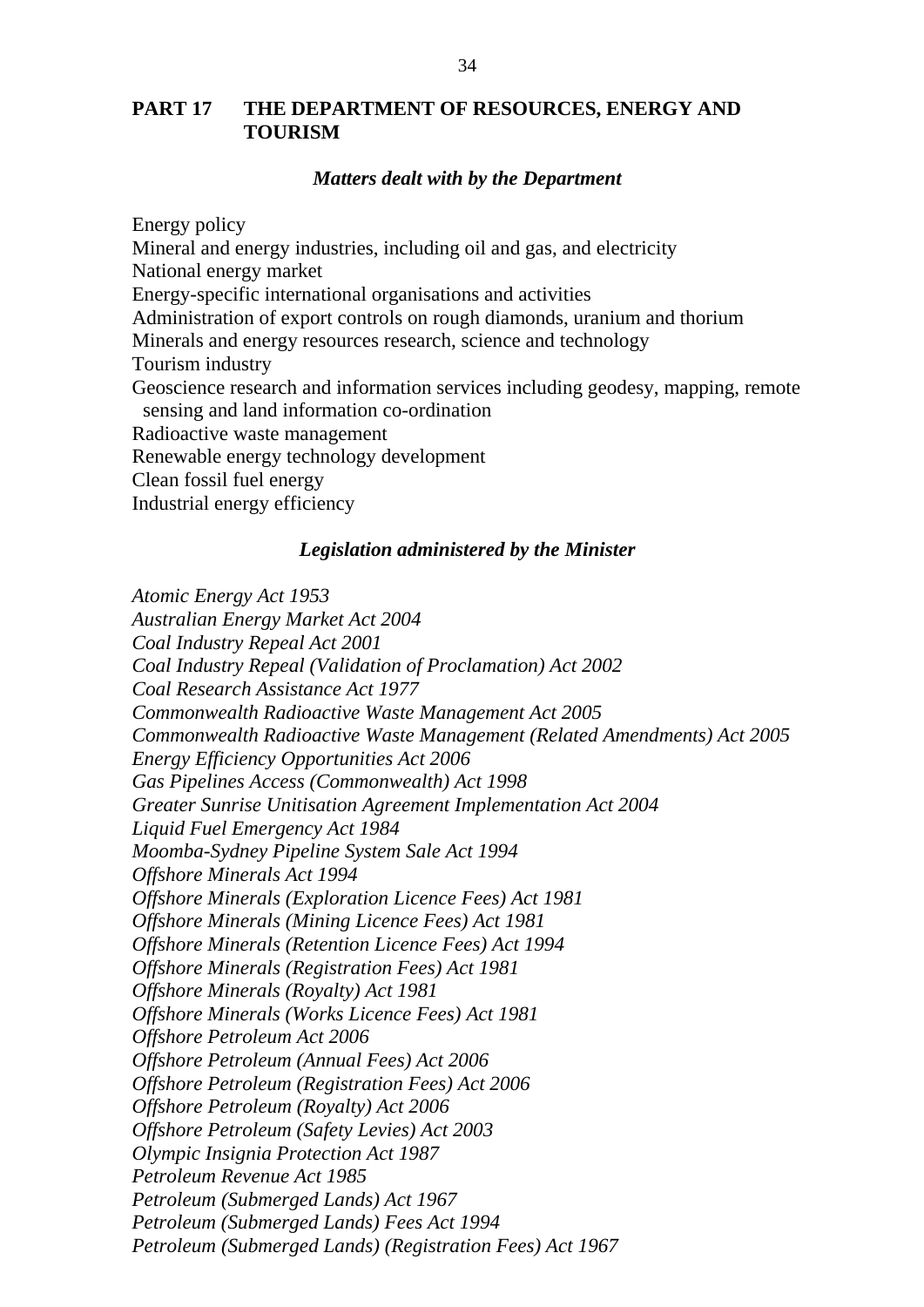## PART 17 THE DEPARTMENT OF RESOURCES, ENERGY AND TOURISM

### *Matters dealt with by the Department*

Energy policy
Mineral and energy industries, including oil and gas, and electricity
National energy market
Energy-specific international organisations and activities
Administration of export controls on rough diamonds, uranium and thorium
Minerals and energy resources research, science and technology
Tourism industry
Geoscience research and information services including geodesy, mapping, remote sensing and land information co-ordination
Radioactive waste management
Renewable energy technology development
Clean fossil fuel energy
Industrial energy efficiency

### *Legislation administered by the Minister*

*Atomic Energy Act 1953*
*Australian Energy Market Act 2004*
*Coal Industry Repeal Act 2001*
*Coal Industry Repeal (Validation of Proclamation) Act 2002*
*Coal Research Assistance Act 1977*
*Commonwealth Radioactive Waste Management Act 2005*
*Commonwealth Radioactive Waste Management (Related Amendments) Act 2005*
*Energy Efficiency Opportunities Act 2006*
*Gas Pipelines Access (Commonwealth) Act 1998*
*Greater Sunrise Unitisation Agreement Implementation Act 2004*
*Liquid Fuel Emergency Act 1984*
*Moomba-Sydney Pipeline System Sale Act 1994*
*Offshore Minerals Act 1994*
*Offshore Minerals (Exploration Licence Fees) Act 1981*
*Offshore Minerals (Mining Licence Fees) Act 1981*
*Offshore Minerals (Retention Licence Fees) Act 1994*
*Offshore Minerals (Registration Fees) Act 1981*
*Offshore Minerals (Royalty) Act 1981*
*Offshore Minerals (Works Licence Fees) Act 1981*
*Offshore Petroleum Act 2006*
*Offshore Petroleum (Annual Fees) Act 2006*
*Offshore Petroleum (Registration Fees) Act 2006*
*Offshore Petroleum (Royalty) Act 2006*
*Offshore Petroleum (Safety Levies) Act 2003*
*Olympic Insignia Protection Act 1987*
*Petroleum Revenue Act 1985*
*Petroleum (Submerged Lands) Act 1967*
*Petroleum (Submerged Lands) Fees Act 1994*
*Petroleum (Submerged Lands) (Registration Fees) Act 1967*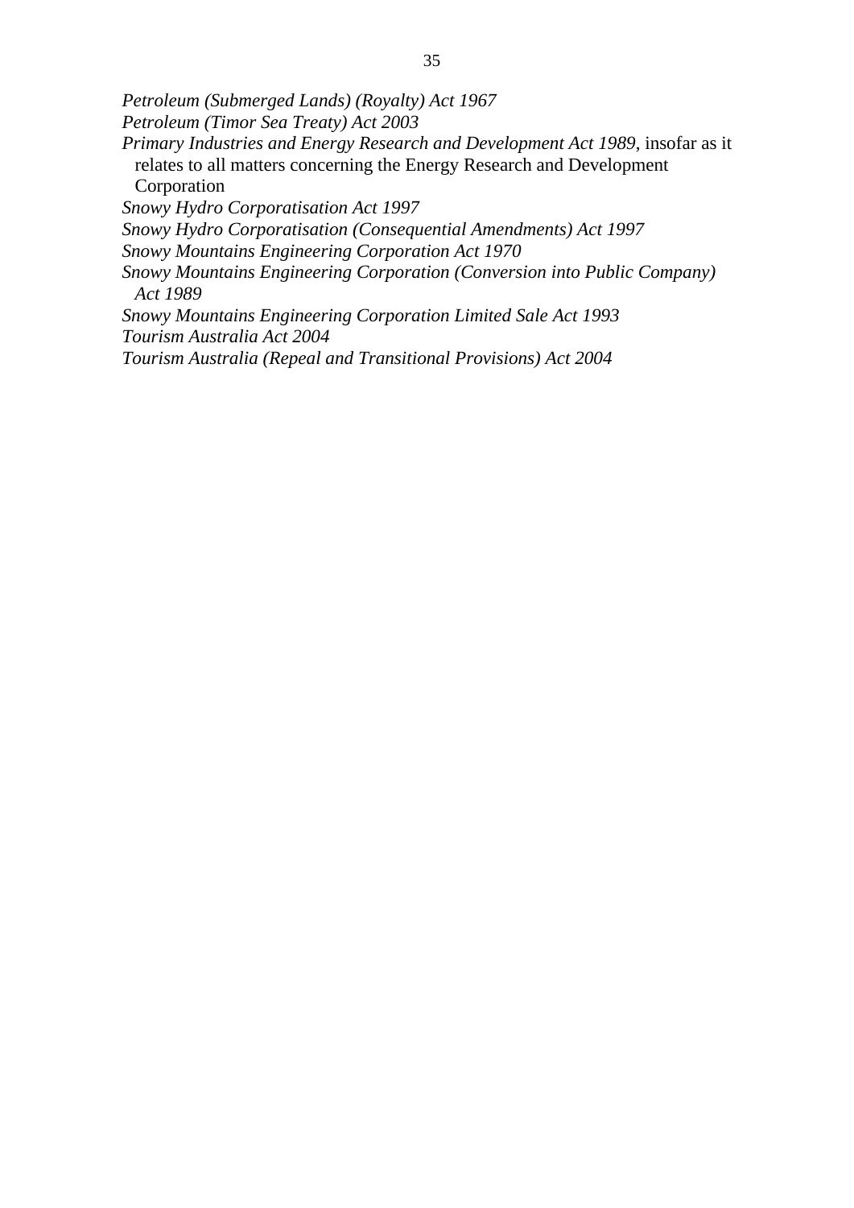*Petroleum (Submerged Lands) (Royalty) Act 1967*

*Petroleum (Timor Sea Treaty) Act 2003*

*Primary Industries and Energy Research and Development Act 1989*, insofar as it relates to all matters concerning the Energy Research and Development Corporation

*Snowy Hydro Corporatisation Act 1997*

*Snowy Hydro Corporatisation (Consequential Amendments) Act 1997*

*Snowy Mountains Engineering Corporation Act 1970*

*Snowy Mountains Engineering Corporation (Conversion into Public Company) Act 1989*

*Snowy Mountains Engineering Corporation Limited Sale Act 1993*

*Tourism Australia Act 2004*

*Tourism Australia (Repeal and Transitional Provisions) Act 2004*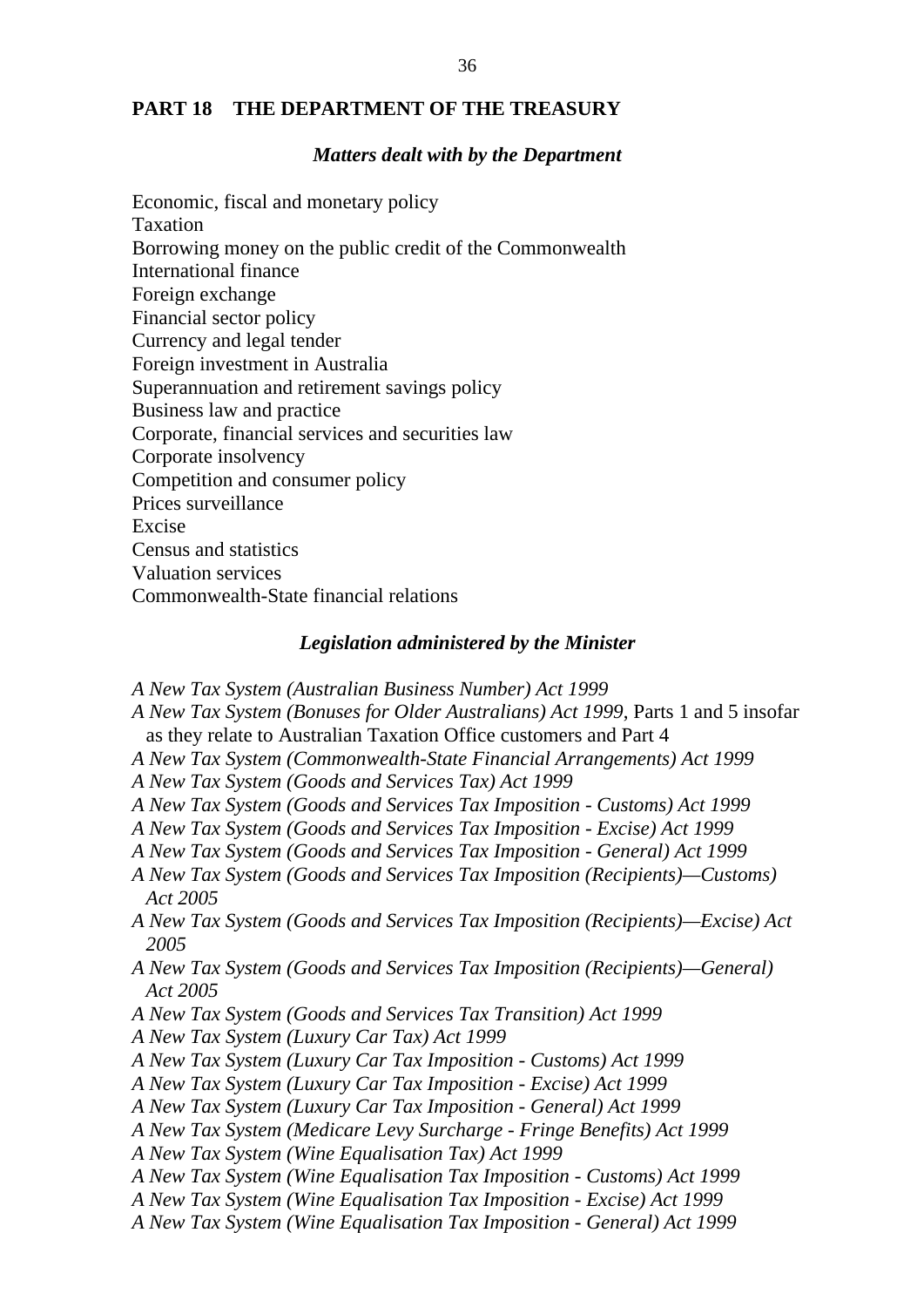## PART 18 THE DEPARTMENT OF THE TREASURY

### *Matters dealt with by the Department*

Economic, fiscal and monetary policy
Taxation
Borrowing money on the public credit of the Commonwealth
International finance
Foreign exchange
Financial sector policy
Currency and legal tender
Foreign investment in Australia
Superannuation and retirement savings policy
Business law and practice
Corporate, financial services and securities law
Corporate insolvency
Competition and consumer policy
Prices surveillance
Excise
Census and statistics
Valuation services
Commonwealth-State financial relations

### *Legislation administered by the Minister*

*A New Tax System (Australian Business Number) Act 1999*
*A New Tax System (Bonuses for Older Australians) Act 1999*, Parts 1 and 5 insofar as they relate to Australian Taxation Office customers and Part 4
*A New Tax System (Commonwealth-State Financial Arrangements) Act 1999*
*A New Tax System (Goods and Services Tax) Act 1999*
*A New Tax System (Goods and Services Tax Imposition - Customs) Act 1999*
*A New Tax System (Goods and Services Tax Imposition - Excise) Act 1999*
*A New Tax System (Goods and Services Tax Imposition - General) Act 1999*
*A New Tax System (Goods and Services Tax Imposition (Recipients)—Customs) Act 2005*
*A New Tax System (Goods and Services Tax Imposition (Recipients)—Excise) Act 2005*
*A New Tax System (Goods and Services Tax Imposition (Recipients)—General) Act 2005*
*A New Tax System (Goods and Services Tax Transition) Act 1999*
*A New Tax System (Luxury Car Tax) Act 1999*
*A New Tax System (Luxury Car Tax Imposition - Customs) Act 1999*
*A New Tax System (Luxury Car Tax Imposition - Excise) Act 1999*
*A New Tax System (Luxury Car Tax Imposition - General) Act 1999*
*A New Tax System (Medicare Levy Surcharge - Fringe Benefits) Act 1999*
*A New Tax System (Wine Equalisation Tax) Act 1999*
*A New Tax System (Wine Equalisation Tax Imposition - Customs) Act 1999*
*A New Tax System (Wine Equalisation Tax Imposition - Excise) Act 1999*
*A New Tax System (Wine Equalisation Tax Imposition - General) Act 1999*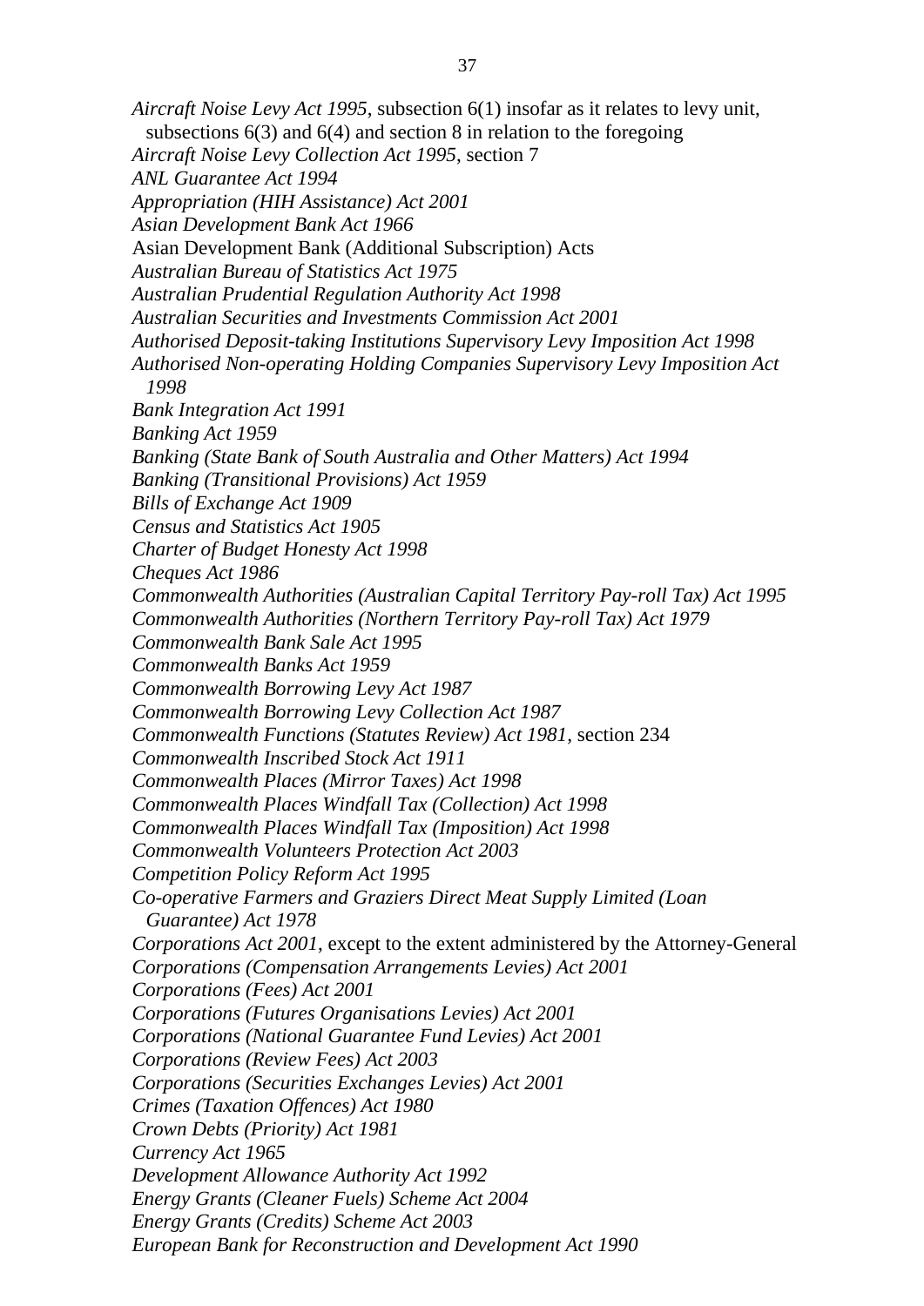*Aircraft Noise Levy Act 1995*, subsection 6(1) insofar as it relates to levy unit, subsections 6(3) and 6(4) and section 8 in relation to the foregoing

*Aircraft Noise Levy Collection Act 1995*, section 7

*ANL Guarantee Act 1994*

*Appropriation (HIH Assistance) Act 2001*

*Asian Development Bank Act 1966*

Asian Development Bank (Additional Subscription) Acts

*Australian Bureau of Statistics Act 1975*

*Australian Prudential Regulation Authority Act 1998*

*Australian Securities and Investments Commission Act 2001*

*Authorised Deposit-taking Institutions Supervisory Levy Imposition Act 1998*

*Authorised Non-operating Holding Companies Supervisory Levy Imposition Act 1998*

*Bank Integration Act 1991*

*Banking Act 1959*

*Banking (State Bank of South Australia and Other Matters) Act 1994*

*Banking (Transitional Provisions) Act 1959*

*Bills of Exchange Act 1909*

*Census and Statistics Act 1905*

*Charter of Budget Honesty Act 1998*

*Cheques Act 1986*

*Commonwealth Authorities (Australian Capital Territory Pay-roll Tax) Act 1995*

*Commonwealth Authorities (Northern Territory Pay-roll Tax) Act 1979*

*Commonwealth Bank Sale Act 1995*

*Commonwealth Banks Act 1959*

*Commonwealth Borrowing Levy Act 1987*

*Commonwealth Borrowing Levy Collection Act 1987*

*Commonwealth Functions (Statutes Review) Act 1981*, section 234

*Commonwealth Inscribed Stock Act 1911*

*Commonwealth Places (Mirror Taxes) Act 1998*

*Commonwealth Places Windfall Tax (Collection) Act 1998*

*Commonwealth Places Windfall Tax (Imposition) Act 1998*

*Commonwealth Volunteers Protection Act 2003*

*Competition Policy Reform Act 1995*

*Co-operative Farmers and Graziers Direct Meat Supply Limited (Loan Guarantee) Act 1978*

*Corporations Act 2001*, except to the extent administered by the Attorney-General

*Corporations (Compensation Arrangements Levies) Act 2001*

*Corporations (Fees) Act 2001*

*Corporations (Futures Organisations Levies) Act 2001*

*Corporations (National Guarantee Fund Levies) Act 2001*

*Corporations (Review Fees) Act 2003*

*Corporations (Securities Exchanges Levies) Act 2001*

*Crimes (Taxation Offences) Act 1980*

*Crown Debts (Priority) Act 1981*

*Currency Act 1965*

*Development Allowance Authority Act 1992*

*Energy Grants (Cleaner Fuels) Scheme Act 2004*

*Energy Grants (Credits) Scheme Act 2003*

*European Bank for Reconstruction and Development Act 1990*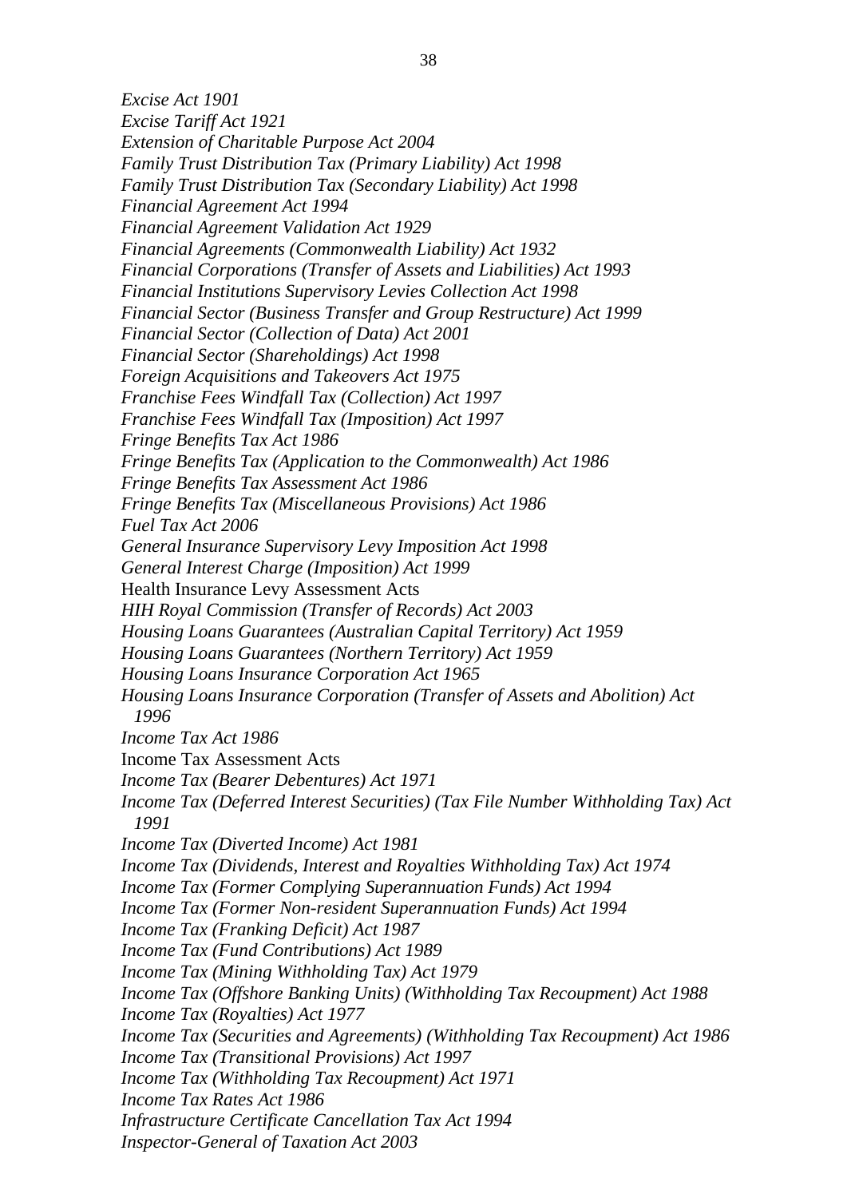*Excise Act 1901*  
*Excise Tariff Act 1921*  
*Extension of Charitable Purpose Act 2004*  
*Family Trust Distribution Tax (Primary Liability) Act 1998*  
*Family Trust Distribution Tax (Secondary Liability) Act 1998*  
*Financial Agreement Act 1994*  
*Financial Agreement Validation Act 1929*  
*Financial Agreements (Commonwealth Liability) Act 1932*  
*Financial Corporations (Transfer of Assets and Liabilities) Act 1993*  
*Financial Institutions Supervisory Levies Collection Act 1998*  
*Financial Sector (Business Transfer and Group Restructure) Act 1999*  
*Financial Sector (Collection of Data) Act 2001*  
*Financial Sector (Shareholdings) Act 1998*  
*Foreign Acquisitions and Takeovers Act 1975*  
*Franchise Fees Windfall Tax (Collection) Act 1997*  
*Franchise Fees Windfall Tax (Imposition) Act 1997*  
*Fringe Benefits Tax Act 1986*  
*Fringe Benefits Tax (Application to the Commonwealth) Act 1986*  
*Fringe Benefits Tax Assessment Act 1986*  
*Fringe Benefits Tax (Miscellaneous Provisions) Act 1986*  
*Fuel Tax Act 2006*  
*General Insurance Supervisory Levy Imposition Act 1998*  
*General Interest Charge (Imposition) Act 1999*  
Health Insurance Levy Assessment Acts  
*HIH Royal Commission (Transfer of Records) Act 2003*  
*Housing Loans Guarantees (Australian Capital Territory) Act 1959*  
*Housing Loans Guarantees (Northern Territory) Act 1959*  
*Housing Loans Insurance Corporation Act 1965*  
*Housing Loans Insurance Corporation (Transfer of Assets and Abolition) Act 1996*  
*Income Tax Act 1986*  
Income Tax Assessment Acts  
*Income Tax (Bearer Debentures) Act 1971*  
*Income Tax (Deferred Interest Securities) (Tax File Number Withholding Tax) Act 1991*  
*Income Tax (Diverted Income) Act 1981*  
*Income Tax (Dividends, Interest and Royalties Withholding Tax) Act 1974*  
*Income Tax (Former Complying Superannuation Funds) Act 1994*  
*Income Tax (Former Non-resident Superannuation Funds) Act 1994*  
*Income Tax (Franking Deficit) Act 1987*  
*Income Tax (Fund Contributions) Act 1989*  
*Income Tax (Mining Withholding Tax) Act 1979*  
*Income Tax (Offshore Banking Units) (Withholding Tax Recoupment) Act 1988*  
*Income Tax (Royalties) Act 1977*  
*Income Tax (Securities and Agreements) (Withholding Tax Recoupment) Act 1986*  
*Income Tax (Transitional Provisions) Act 1997*  
*Income Tax (Withholding Tax Recoupment) Act 1971*  
*Income Tax Rates Act 1986*  
*Infrastructure Certificate Cancellation Tax Act 1994*  
*Inspector-General of Taxation Act 2003*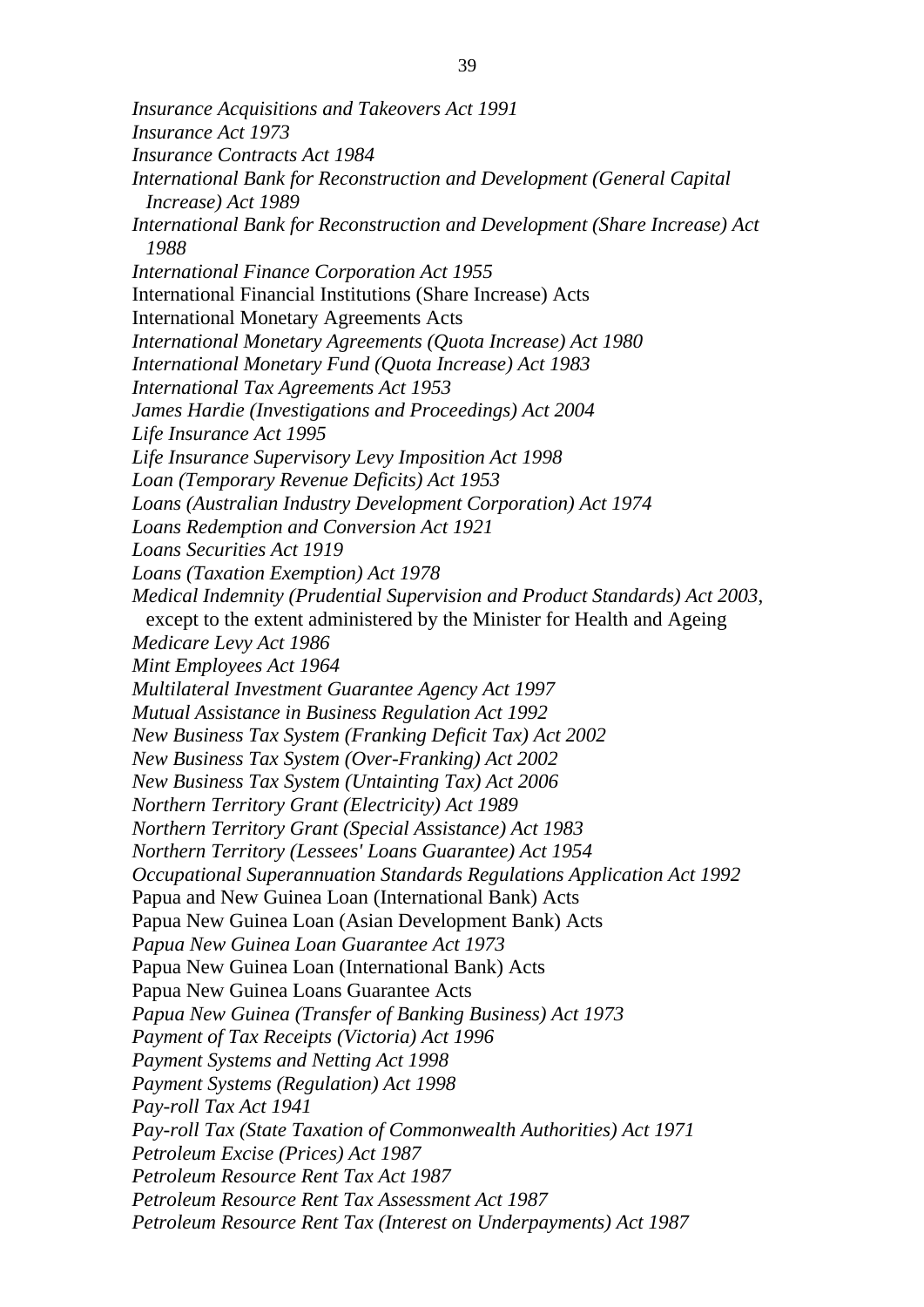*Insurance Acquisitions and Takeovers Act 1991*

*Insurance Act 1973*

*Insurance Contracts Act 1984*

*International Bank for Reconstruction and Development (General Capital Increase) Act 1989*

*International Bank for Reconstruction and Development (Share Increase) Act 1988*

*International Finance Corporation Act 1955*

International Financial Institutions (Share Increase) Acts

International Monetary Agreements Acts

*International Monetary Agreements (Quota Increase) Act 1980*

*International Monetary Fund (Quota Increase) Act 1983*

*International Tax Agreements Act 1953*

*James Hardie (Investigations and Proceedings) Act 2004*

*Life Insurance Act 1995*

*Life Insurance Supervisory Levy Imposition Act 1998*

*Loan (Temporary Revenue Deficits) Act 1953*

*Loans (Australian Industry Development Corporation) Act 1974*

*Loans Redemption and Conversion Act 1921*

*Loans Securities Act 1919*

*Loans (Taxation Exemption) Act 1978*

*Medical Indemnity (Prudential Supervision and Product Standards) Act 2003*, except to the extent administered by the Minister for Health and Ageing

*Medicare Levy Act 1986*

*Mint Employees Act 1964*

*Multilateral Investment Guarantee Agency Act 1997*

*Mutual Assistance in Business Regulation Act 1992*

*New Business Tax System (Franking Deficit Tax) Act 2002*

*New Business Tax System (Over-Franking) Act 2002*

*New Business Tax System (Untainting Tax) Act 2006*

*Northern Territory Grant (Electricity) Act 1989*

*Northern Territory Grant (Special Assistance) Act 1983*

*Northern Territory (Lessees' Loans Guarantee) Act 1954*

*Occupational Superannuation Standards Regulations Application Act 1992*

Papua and New Guinea Loan (International Bank) Acts

Papua New Guinea Loan (Asian Development Bank) Acts

*Papua New Guinea Loan Guarantee Act 1973*

Papua New Guinea Loan (International Bank) Acts

Papua New Guinea Loans Guarantee Acts

*Papua New Guinea (Transfer of Banking Business) Act 1973*

*Payment of Tax Receipts (Victoria) Act 1996*

*Payment Systems and Netting Act 1998*

*Payment Systems (Regulation) Act 1998*

*Pay-roll Tax Act 1941*

*Pay-roll Tax (State Taxation of Commonwealth Authorities) Act 1971*

*Petroleum Excise (Prices) Act 1987*

*Petroleum Resource Rent Tax Act 1987*

*Petroleum Resource Rent Tax Assessment Act 1987*

*Petroleum Resource Rent Tax (Interest on Underpayments) Act 1987*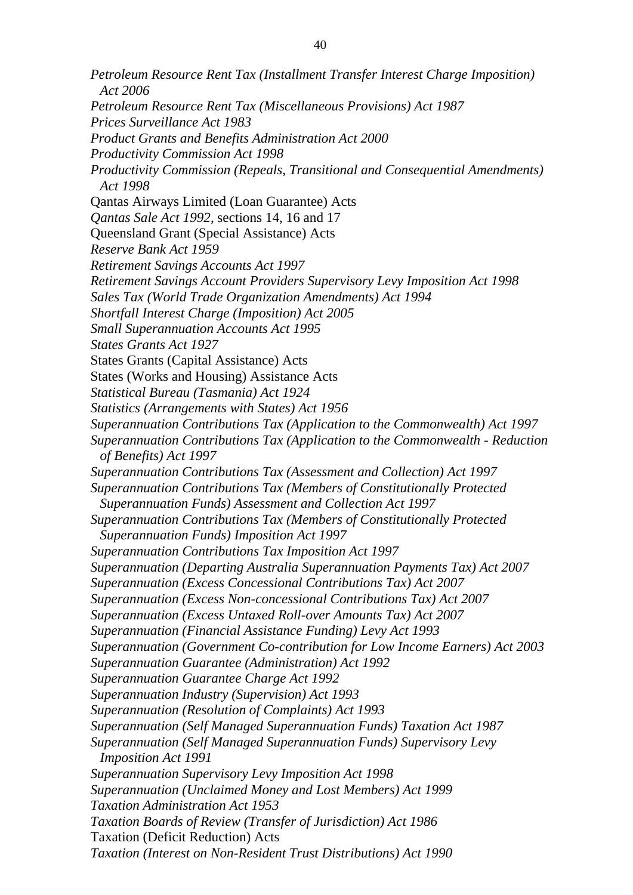*Petroleum Resource Rent Tax (Installment Transfer Interest Charge Imposition) Act 2006*

*Petroleum Resource Rent Tax (Miscellaneous Provisions) Act 1987*

*Prices Surveillance Act 1983*

*Product Grants and Benefits Administration Act 2000*

*Productivity Commission Act 1998*

*Productivity Commission (Repeals, Transitional and Consequential Amendments) Act 1998*

Qantas Airways Limited (Loan Guarantee) Acts

*Qantas Sale Act 1992*, sections 14, 16 and 17

Queensland Grant (Special Assistance) Acts

*Reserve Bank Act 1959*

*Retirement Savings Accounts Act 1997*

*Retirement Savings Account Providers Supervisory Levy Imposition Act 1998*

*Sales Tax (World Trade Organization Amendments) Act 1994*

*Shortfall Interest Charge (Imposition) Act 2005*

*Small Superannuation Accounts Act 1995*

*States Grants Act 1927*

States Grants (Capital Assistance) Acts

States (Works and Housing) Assistance Acts

*Statistical Bureau (Tasmania) Act 1924*

*Statistics (Arrangements with States) Act 1956*

*Superannuation Contributions Tax (Application to the Commonwealth) Act 1997*

*Superannuation Contributions Tax (Application to the Commonwealth - Reduction of Benefits) Act 1997*

*Superannuation Contributions Tax (Assessment and Collection) Act 1997*

*Superannuation Contributions Tax (Members of Constitutionally Protected Superannuation Funds) Assessment and Collection Act 1997*

*Superannuation Contributions Tax (Members of Constitutionally Protected Superannuation Funds) Imposition Act 1997*

*Superannuation Contributions Tax Imposition Act 1997*

*Superannuation (Departing Australia Superannuation Payments Tax) Act 2007*

*Superannuation (Excess Concessional Contributions Tax) Act 2007*

*Superannuation (Excess Non-concessional Contributions Tax) Act 2007*

*Superannuation (Excess Untaxed Roll-over Amounts Tax) Act 2007*

*Superannuation (Financial Assistance Funding) Levy Act 1993*

*Superannuation (Government Co-contribution for Low Income Earners) Act 2003*

*Superannuation Guarantee (Administration) Act 1992*

*Superannuation Guarantee Charge Act 1992*

*Superannuation Industry (Supervision) Act 1993*

*Superannuation (Resolution of Complaints) Act 1993*

*Superannuation (Self Managed Superannuation Funds) Taxation Act 1987*

*Superannuation (Self Managed Superannuation Funds) Supervisory Levy Imposition Act 1991*

*Superannuation Supervisory Levy Imposition Act 1998*

*Superannuation (Unclaimed Money and Lost Members) Act 1999*

*Taxation Administration Act 1953*

*Taxation Boards of Review (Transfer of Jurisdiction) Act 1986*

Taxation (Deficit Reduction) Acts

*Taxation (Interest on Non-Resident Trust Distributions) Act 1990*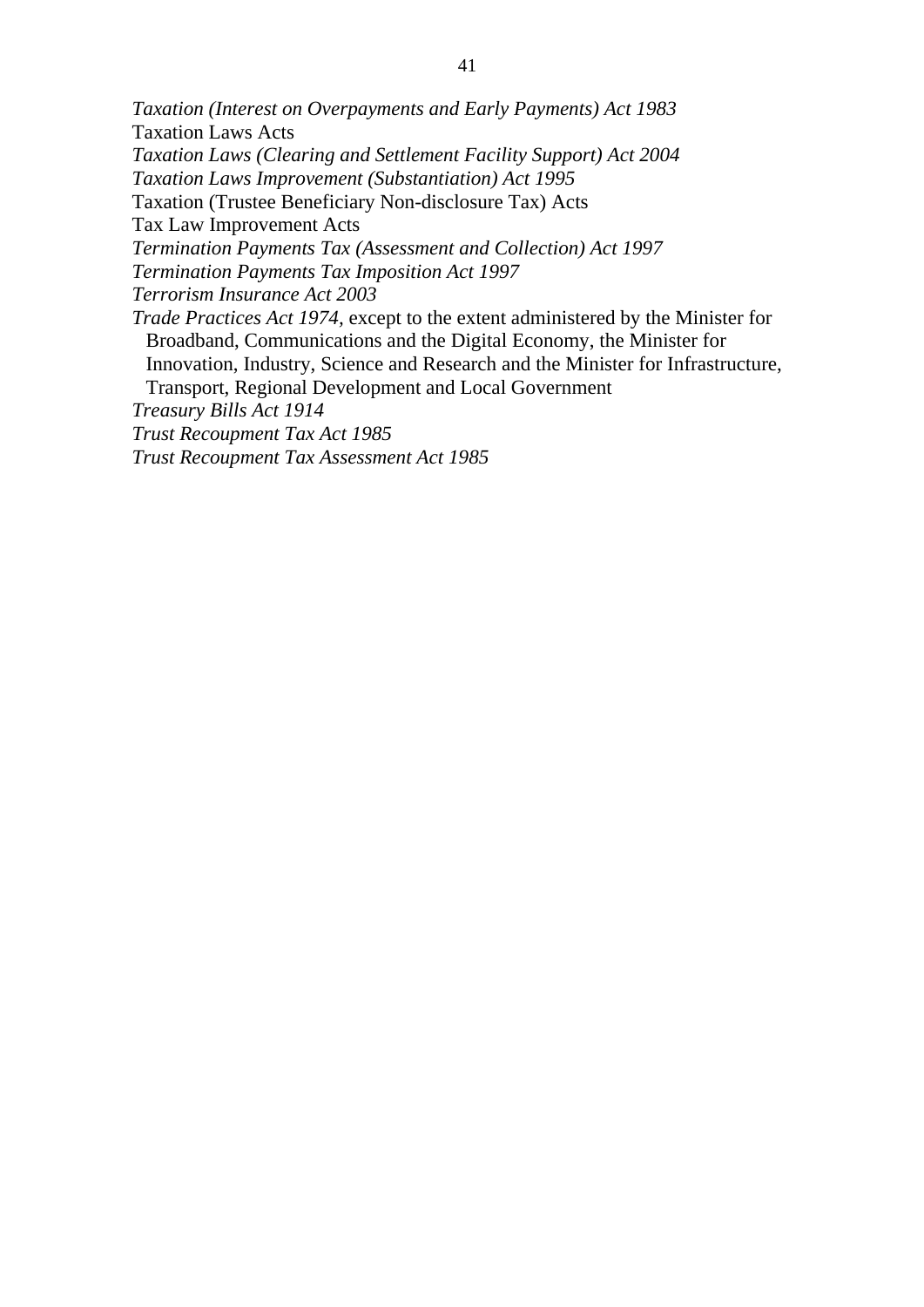*Taxation (Interest on Overpayments and Early Payments) Act 1983*
Taxation Laws Acts
*Taxation Laws (Clearing and Settlement Facility Support) Act 2004*
*Taxation Laws Improvement (Substantiation) Act 1995*
Taxation (Trustee Beneficiary Non-disclosure Tax) Acts
Tax Law Improvement Acts
*Termination Payments Tax (Assessment and Collection) Act 1997*
*Termination Payments Tax Imposition Act 1997*
*Terrorism Insurance Act 2003*
*Trade Practices Act 1974*, except to the extent administered by the Minister for Broadband, Communications and the Digital Economy, the Minister for Innovation, Industry, Science and Research and the Minister for Infrastructure, Transport, Regional Development and Local Government
*Treasury Bills Act 1914*
*Trust Recoupment Tax Act 1985*
*Trust Recoupment Tax Assessment Act 1985*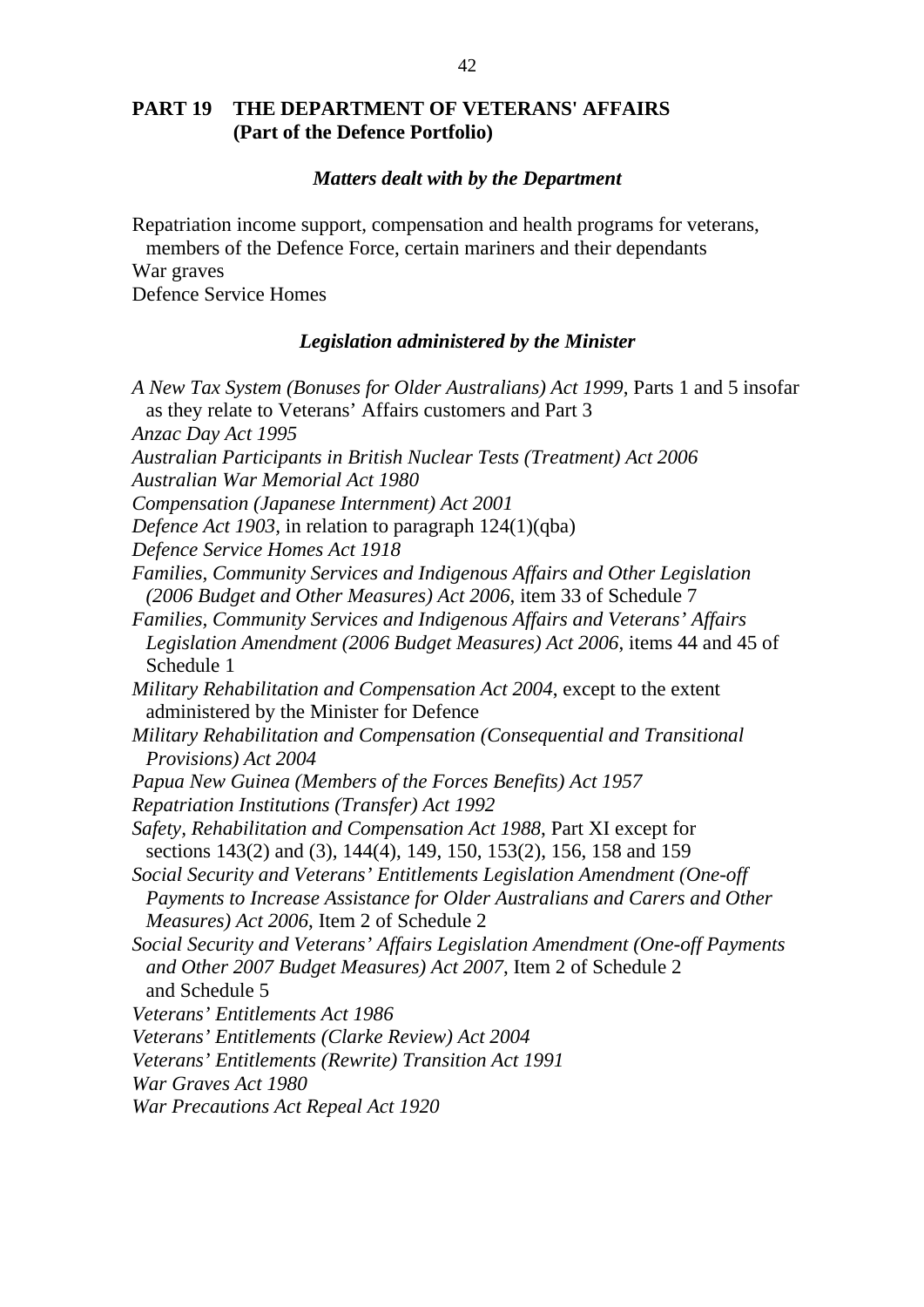## PART 19 THE DEPARTMENT OF VETERANS' AFFAIRS (Part of the Defence Portfolio)

### *Matters dealt with by the Department*

Repatriation income support, compensation and health programs for veterans, members of the Defence Force, certain mariners and their dependants
War graves
Defence Service Homes

### *Legislation administered by the Minister*

*A New Tax System (Bonuses for Older Australians) Act 1999*, Parts 1 and 5 insofar as they relate to Veterans' Affairs customers and Part 3
*Anzac Day Act 1995*
*Australian Participants in British Nuclear Tests (Treatment) Act 2006*
*Australian War Memorial Act 1980*
*Compensation (Japanese Internment) Act 2001*
*Defence Act 1903*, in relation to paragraph 124(1)(qba)
*Defence Service Homes Act 1918*
*Families, Community Services and Indigenous Affairs and Other Legislation (2006 Budget and Other Measures) Act 2006*, item 33 of Schedule 7
*Families, Community Services and Indigenous Affairs and Veterans' Affairs Legislation Amendment (2006 Budget Measures) Act 2006*, items 44 and 45 of Schedule 1
*Military Rehabilitation and Compensation Act 2004*, except to the extent administered by the Minister for Defence
*Military Rehabilitation and Compensation (Consequential and Transitional Provisions) Act 2004*
*Papua New Guinea (Members of the Forces Benefits) Act 1957*
*Repatriation Institutions (Transfer) Act 1992*
*Safety, Rehabilitation and Compensation Act 1988*, Part XI except for sections 143(2) and (3), 144(4), 149, 150, 153(2), 156, 158 and 159
*Social Security and Veterans' Entitlements Legislation Amendment (One-off Payments to Increase Assistance for Older Australians and Carers and Other Measures) Act 2006*, Item 2 of Schedule 2
*Social Security and Veterans' Affairs Legislation Amendment (One-off Payments and Other 2007 Budget Measures) Act 2007*, Item 2 of Schedule 2 and Schedule 5
*Veterans' Entitlements Act 1986*
*Veterans' Entitlements (Clarke Review) Act 2004*
*Veterans' Entitlements (Rewrite) Transition Act 1991*
*War Graves Act 1980*
*War Precautions Act Repeal Act 1920*